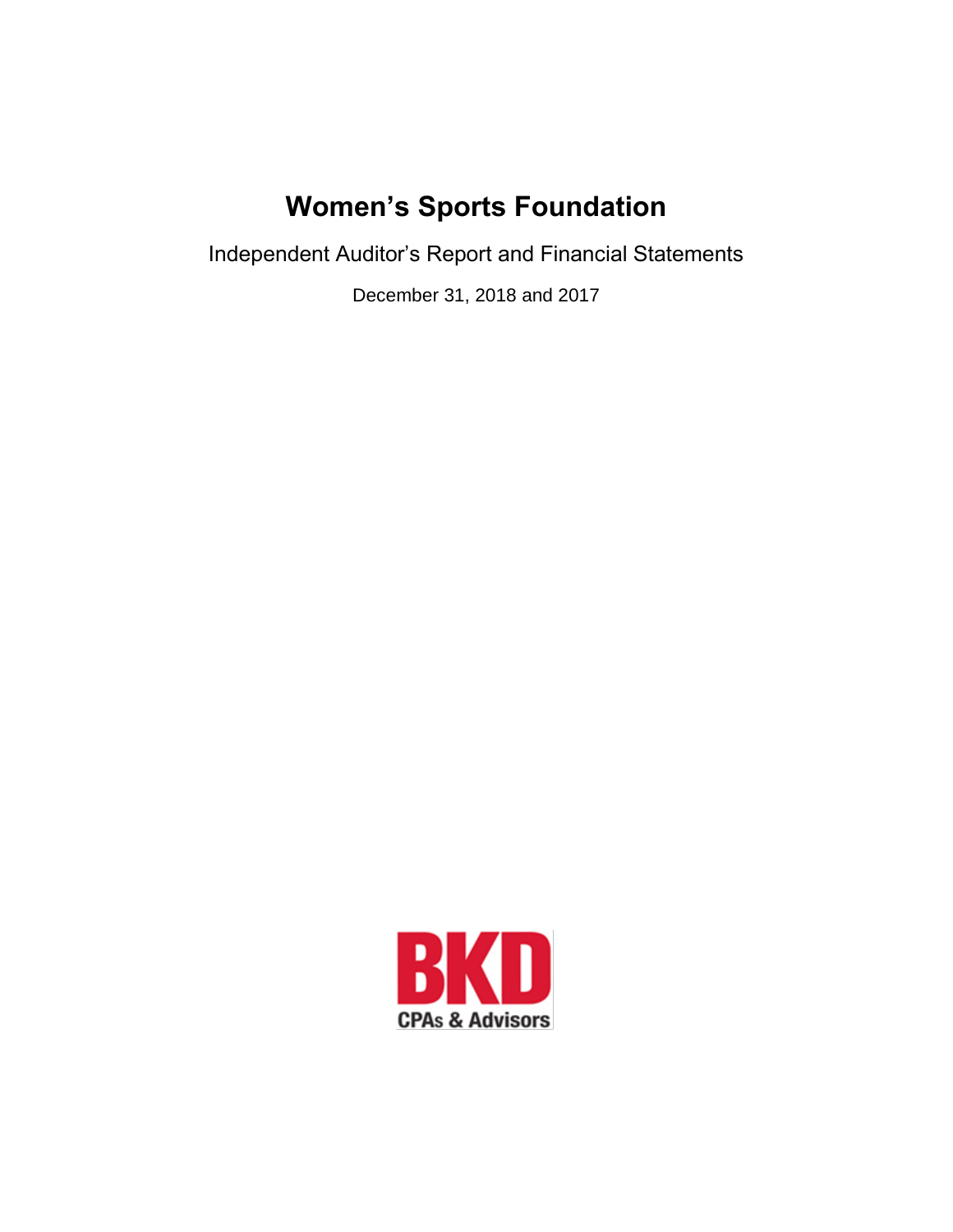# Women's Sports Foundation

Independent Auditor's Report and Financial Statements

December 31, 2018 and 2017

BKD

CPAs & Advisors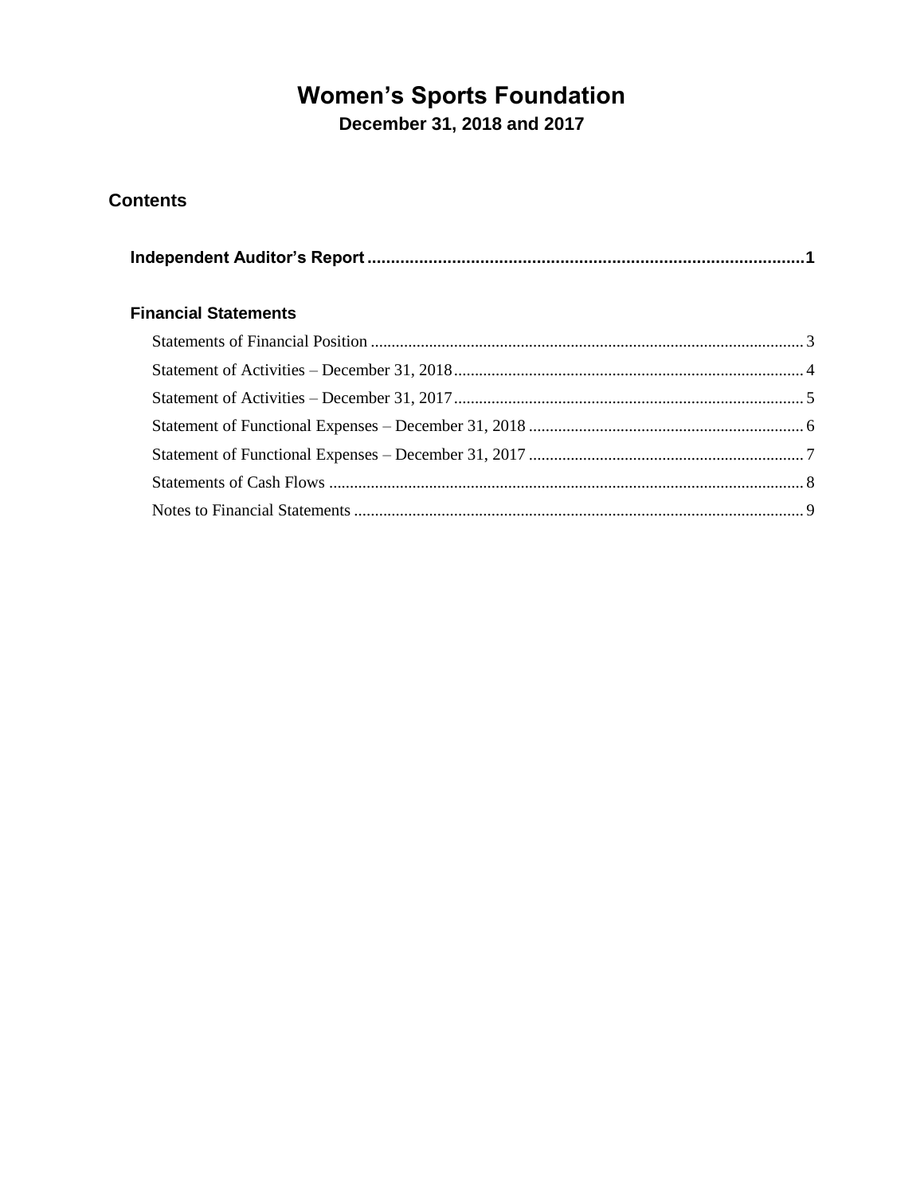# Women's Sports Foundation

**December 31, 2018 and 2017**

## Contents

**Independent Auditor's Report** ............................................................................................1

### Financial Statements

Statements of Financial Position ........................................................................................ 3

Statement of Activities – December 31, 2018 .................................................................... 4

Statement of Activities – December 31, 2017 .................................................................... 5

Statement of Functional Expenses – December 31, 2018 .................................................. 6

Statement of Functional Expenses – December 31, 2017 .................................................. 7

Statements of Cash Flows .................................................................................................. 8

Notes to Financial Statements ............................................................................................ 9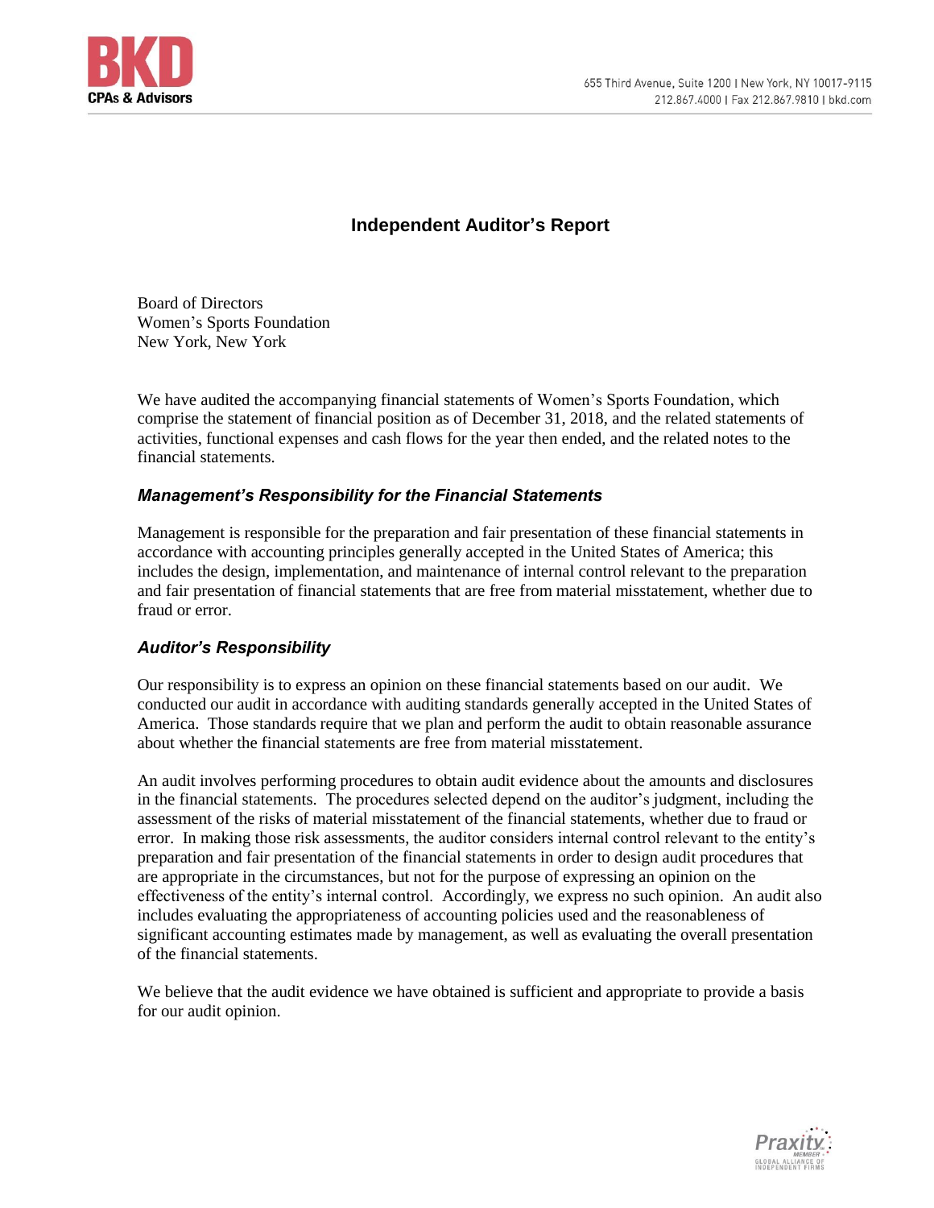# Independent Auditor's Report

Board of Directors
Women's Sports Foundation
New York, New York

We have audited the accompanying financial statements of Women's Sports Foundation, which comprise the statement of financial position as of December 31, 2018, and the related statements of activities, functional expenses and cash flows for the year then ended, and the related notes to the financial statements.

## *Management's Responsibility for the Financial Statements*

Management is responsible for the preparation and fair presentation of these financial statements in accordance with accounting principles generally accepted in the United States of America; this includes the design, implementation, and maintenance of internal control relevant to the preparation and fair presentation of financial statements that are free from material misstatement, whether due to fraud or error.

## *Auditor's Responsibility*

Our responsibility is to express an opinion on these financial statements based on our audit. We conducted our audit in accordance with auditing standards generally accepted in the United States of America. Those standards require that we plan and perform the audit to obtain reasonable assurance about whether the financial statements are free from material misstatement.

An audit involves performing procedures to obtain audit evidence about the amounts and disclosures in the financial statements. The procedures selected depend on the auditor's judgment, including the assessment of the risks of material misstatement of the financial statements, whether due to fraud or error. In making those risk assessments, the auditor considers internal control relevant to the entity's preparation and fair presentation of the financial statements in order to design audit procedures that are appropriate in the circumstances, but not for the purpose of expressing an opinion on the effectiveness of the entity's internal control. Accordingly, we express no such opinion. An audit also includes evaluating the appropriateness of accounting policies used and the reasonableness of significant accounting estimates made by management, as well as evaluating the overall presentation of the financial statements.

We believe that the audit evidence we have obtained is sufficient and appropriate to provide a basis for our audit opinion.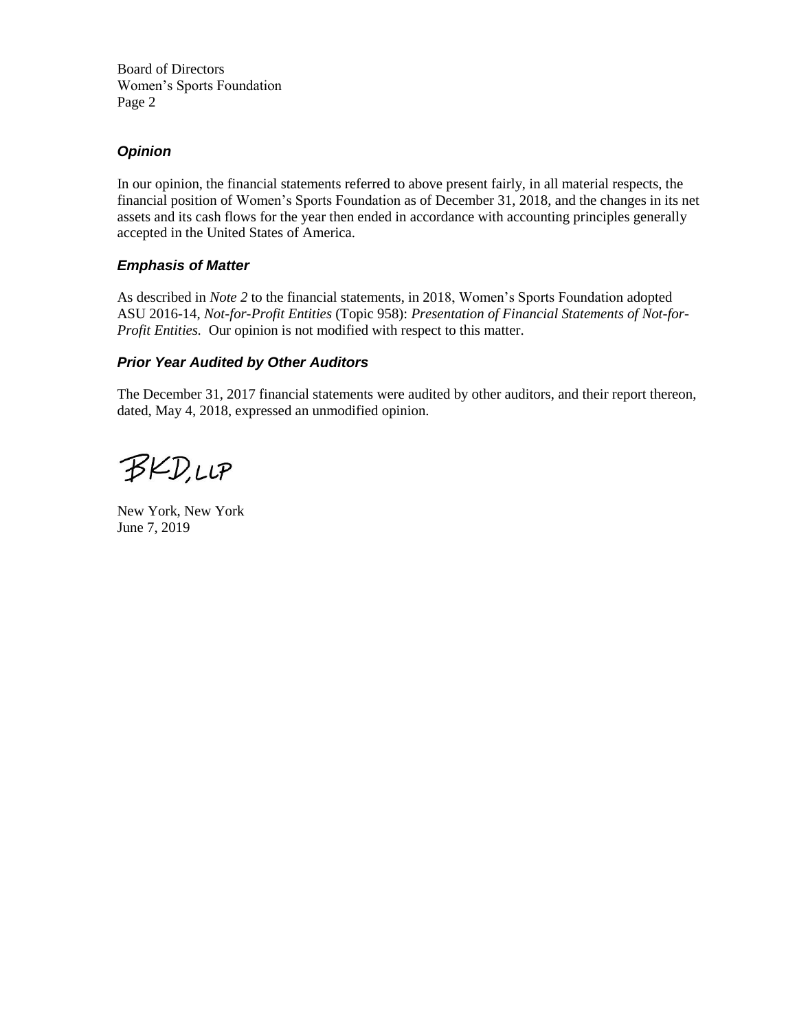Board of Directors
Women's Sports Foundation
Page 2

### *Opinion*

In our opinion, the financial statements referred to above present fairly, in all material respects, the financial position of Women's Sports Foundation as of December 31, 2018, and the changes in its net assets and its cash flows for the year then ended in accordance with accounting principles generally accepted in the United States of America.

### *Emphasis of Matter*

As described in *Note 2* to the financial statements, in 2018, Women's Sports Foundation adopted ASU 2016-14, *Not-for-Profit Entities* (Topic 958): *Presentation of Financial Statements of Not-for-Profit Entities.* Our opinion is not modified with respect to this matter.

### *Prior Year Audited by Other Auditors*

The December 31, 2017 financial statements were audited by other auditors, and their report thereon, dated, May 4, 2018, expressed an unmodified opinion.

BKD, LLP

New York, New York
June 7, 2019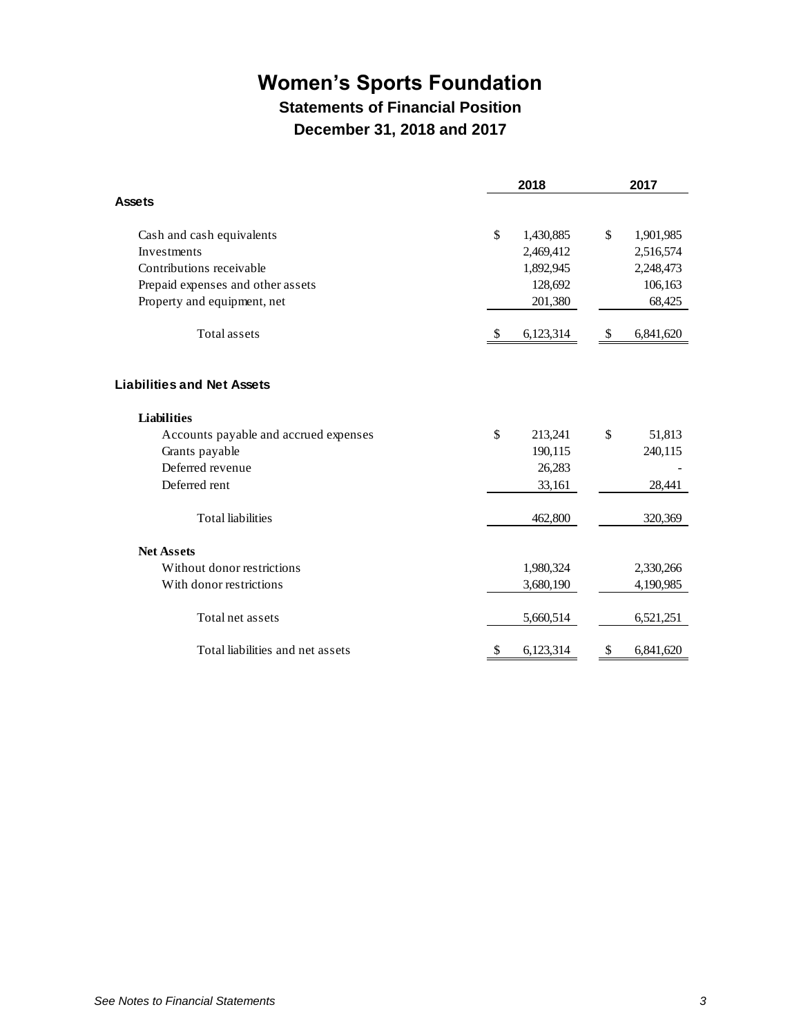# Women's Sports Foundation

## Statements of Financial Position

## December 31, 2018 and 2017

| | 2018 | 2017 |
|---|---|---|
| **Assets** | | |
| Cash and cash equivalents | $ 1,430,885 | $ 1,901,985 |
| Investments | 2,469,412 | 2,516,574 |
| Contributions receivable | 1,892,945 | 2,248,473 |
| Prepaid expenses and other assets | 128,692 | 106,163 |
| Property and equipment, net | 201,380 | 68,425 |
| Total assets | $ 6,123,314 | $ 6,841,620 |
| **Liabilities and Net Assets** | | |
| **Liabilities** | | |
| Accounts payable and accrued expenses | $ 213,241 | $ 51,813 |
| Grants payable | 190,115 | 240,115 |
| Deferred revenue | 26,283 | - |
| Deferred rent | 33,161 | 28,441 |
| Total liabilities | 462,800 | 320,369 |
| **Net Assets** | | |
| Without donor restrictions | 1,980,324 | 2,330,266 |
| With donor restrictions | 3,680,190 | 4,190,985 |
| Total net assets | 5,660,514 | 6,521,251 |
| Total liabilities and net assets | $ 6,123,314 | $ 6,841,620 |

*See Notes to Financial Statements*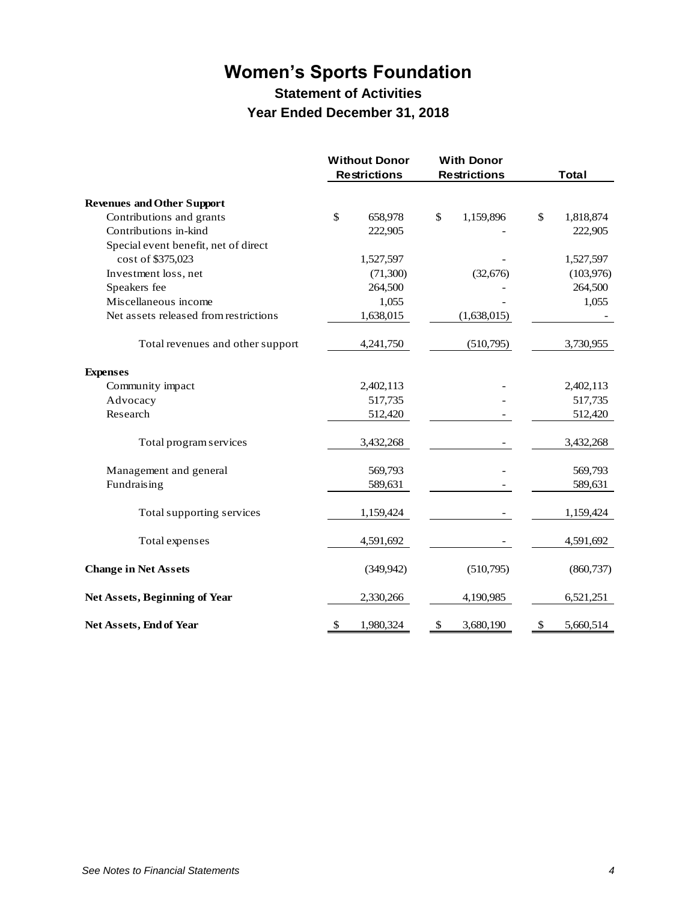# Women's Sports Foundation

## Statement of Activities

## Year Ended December 31, 2018

| | Without Donor Restrictions | With Donor Restrictions | Total |
|---|---|---|---|
| **Revenues and Other Support** | | | |
| Contributions and grants | $ 658,978 | $ 1,159,896 | $ 1,818,874 |
| Contributions in-kind | 222,905 | - | 222,905 |
| Special event benefit, net of direct cost of $375,023 | 1,527,597 | - | 1,527,597 |
| Investment loss, net | (71,300) | (32,676) | (103,976) |
| Speakers fee | 264,500 | - | 264,500 |
| Miscellaneous income | 1,055 | - | 1,055 |
| Net assets released from restrictions | 1,638,015 | (1,638,015) | - |
| Total revenues and other support | 4,241,750 | (510,795) | 3,730,955 |
| **Expenses** | | | |
| Community impact | 2,402,113 | - | 2,402,113 |
| Advocacy | 517,735 | - | 517,735 |
| Research | 512,420 | - | 512,420 |
| Total program services | 3,432,268 | - | 3,432,268 |
| Management and general | 569,793 | - | 569,793 |
| Fundraising | 589,631 | - | 589,631 |
| Total supporting services | 1,159,424 | - | 1,159,424 |
| Total expenses | 4,591,692 | - | 4,591,692 |
| **Change in Net Assets** | (349,942) | (510,795) | (860,737) |
| **Net Assets, Beginning of Year** | 2,330,266 | 4,190,985 | 6,521,251 |
| **Net Assets, End of Year** | $ 1,980,324 | $ 3,680,190 | $ 5,660,514 |

*See Notes to Financial Statements*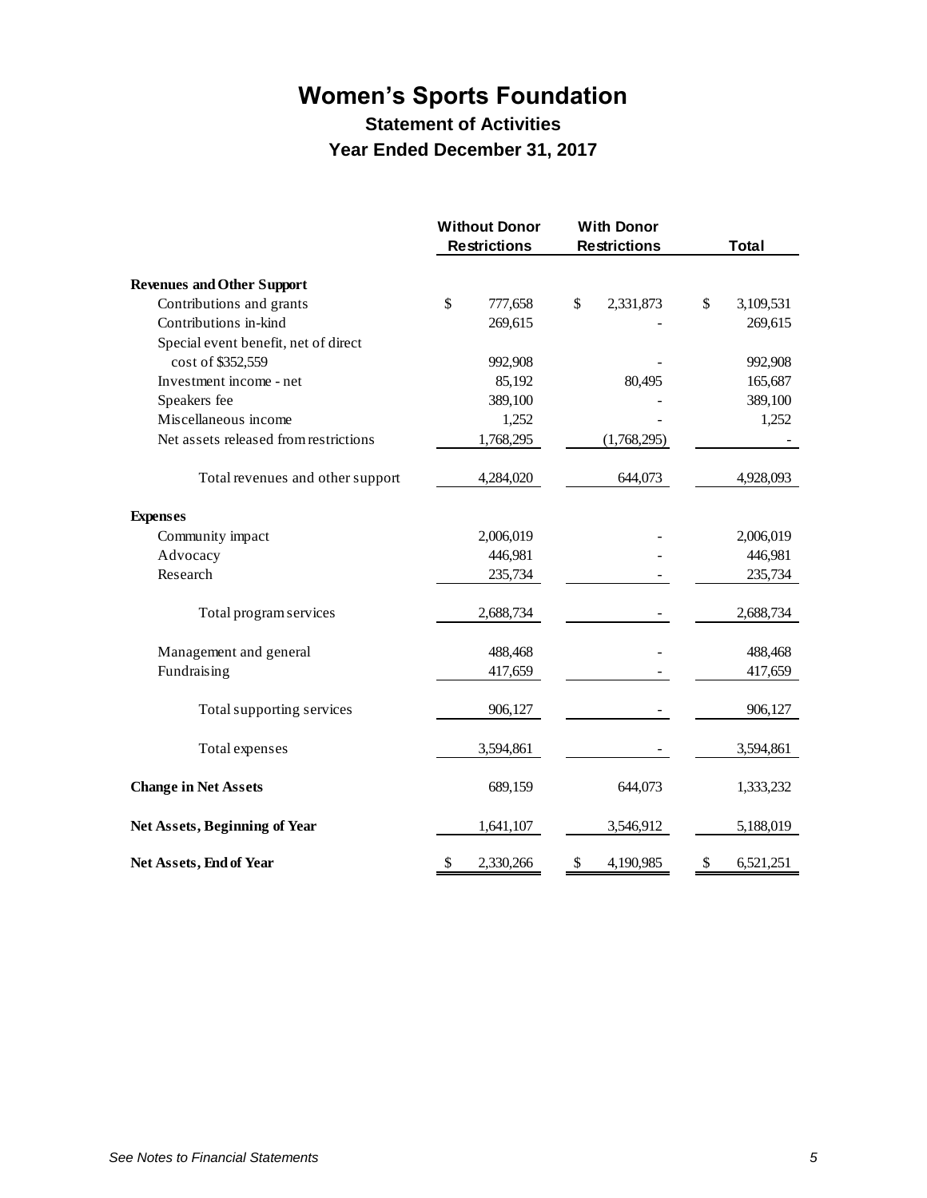# Women's Sports Foundation

## Statement of Activities

## Year Ended December 31, 2017

| | Without Donor Restrictions | With Donor Restrictions | Total |
|---|---|---|---|
| **Revenues and Other Support** | | | |
| Contributions and grants | $ 777,658 | $ 2,331,873 | $ 3,109,531 |
| Contributions in-kind | 269,615 | - | 269,615 |
| Special event benefit, net of direct cost of $352,559 | 992,908 | - | 992,908 |
| Investment income - net | 85,192 | 80,495 | 165,687 |
| Speakers fee | 389,100 | - | 389,100 |
| Miscellaneous income | 1,252 | - | 1,252 |
| Net assets released from restrictions | 1,768,295 | (1,768,295) | - |
| Total revenues and other support | 4,284,020 | 644,073 | 4,928,093 |
| **Expenses** | | | |
| Community impact | 2,006,019 | - | 2,006,019 |
| Advocacy | 446,981 | - | 446,981 |
| Research | 235,734 | - | 235,734 |
| Total program services | 2,688,734 | - | 2,688,734 |
| Management and general | 488,468 | - | 488,468 |
| Fundraising | 417,659 | - | 417,659 |
| Total supporting services | 906,127 | - | 906,127 |
| Total expenses | 3,594,861 | - | 3,594,861 |
| **Change in Net Assets** | 689,159 | 644,073 | 1,333,232 |
| **Net Assets, Beginning of Year** | 1,641,107 | 3,546,912 | 5,188,019 |
| **Net Assets, End of Year** | $ 2,330,266 | $ 4,190,985 | $ 6,521,251 |

*See Notes to Financial Statements*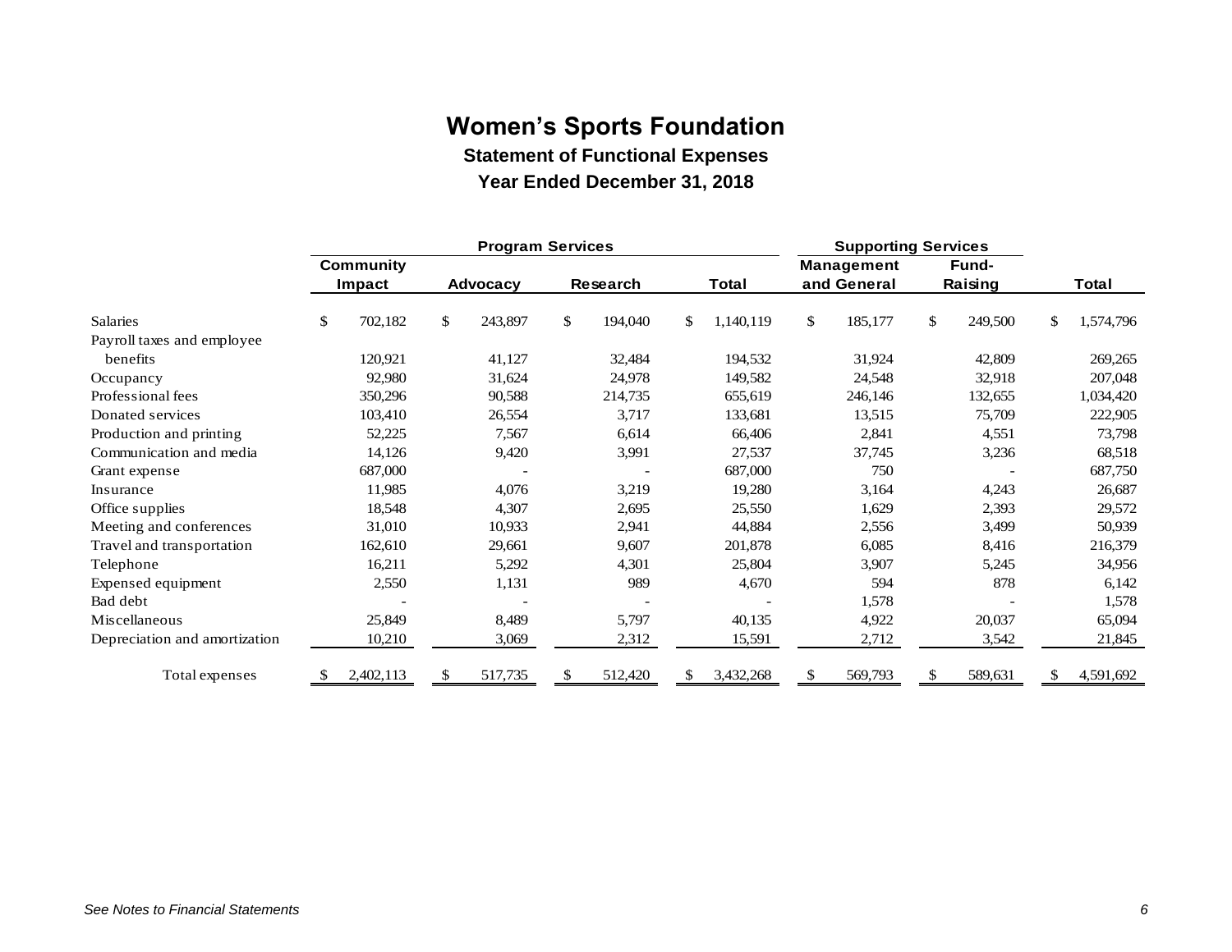# Women's Sports Foundation

## Statement of Functional Expenses

## Year Ended December 31, 2018

| | Program Services | | | | Supporting Services | | |
|---|---|---|---|---|---|---|---|
| | Community Impact | Advocacy | Research | Total | Management and General | Fund-Raising | Total |
| Salaries | $ 702,182 | $ 243,897 | $ 194,040 | $ 1,140,119 | $ 185,177 | $ 249,500 | $ 1,574,796 |
| Payroll taxes and employee benefits | 120,921 | 41,127 | 32,484 | 194,532 | 31,924 | 42,809 | 269,265 |
| Occupancy | 92,980 | 31,624 | 24,978 | 149,582 | 24,548 | 32,918 | 207,048 |
| Professional fees | 350,296 | 90,588 | 214,735 | 655,619 | 246,146 | 132,655 | 1,034,420 |
| Donated services | 103,410 | 26,554 | 3,717 | 133,681 | 13,515 | 75,709 | 222,905 |
| Production and printing | 52,225 | 7,567 | 6,614 | 66,406 | 2,841 | 4,551 | 73,798 |
| Communication and media | 14,126 | 9,420 | 3,991 | 27,537 | 37,745 | 3,236 | 68,518 |
| Grant expense | 687,000 | - | - | 687,000 | 750 | - | 687,750 |
| Insurance | 11,985 | 4,076 | 3,219 | 19,280 | 3,164 | 4,243 | 26,687 |
| Office supplies | 18,548 | 4,307 | 2,695 | 25,550 | 1,629 | 2,393 | 29,572 |
| Meeting and conferences | 31,010 | 10,933 | 2,941 | 44,884 | 2,556 | 3,499 | 50,939 |
| Travel and transportation | 162,610 | 29,661 | 9,607 | 201,878 | 6,085 | 8,416 | 216,379 |
| Telephone | 16,211 | 5,292 | 4,301 | 25,804 | 3,907 | 5,245 | 34,956 |
| Expensed equipment | 2,550 | 1,131 | 989 | 4,670 | 594 | 878 | 6,142 |
| Bad debt | - | - | - | - | 1,578 | - | 1,578 |
| Miscellaneous | 25,849 | 8,489 | 5,797 | 40,135 | 4,922 | 20,037 | 65,094 |
| Depreciation and amortization | 10,210 | 3,069 | 2,312 | 15,591 | 2,712 | 3,542 | 21,845 |
| Total expenses | $ 2,402,113 | $ 517,735 | $ 512,420 | $ 3,432,268 | $ 569,793 | $ 589,631 | $ 4,591,692 |

*See Notes to Financial Statements*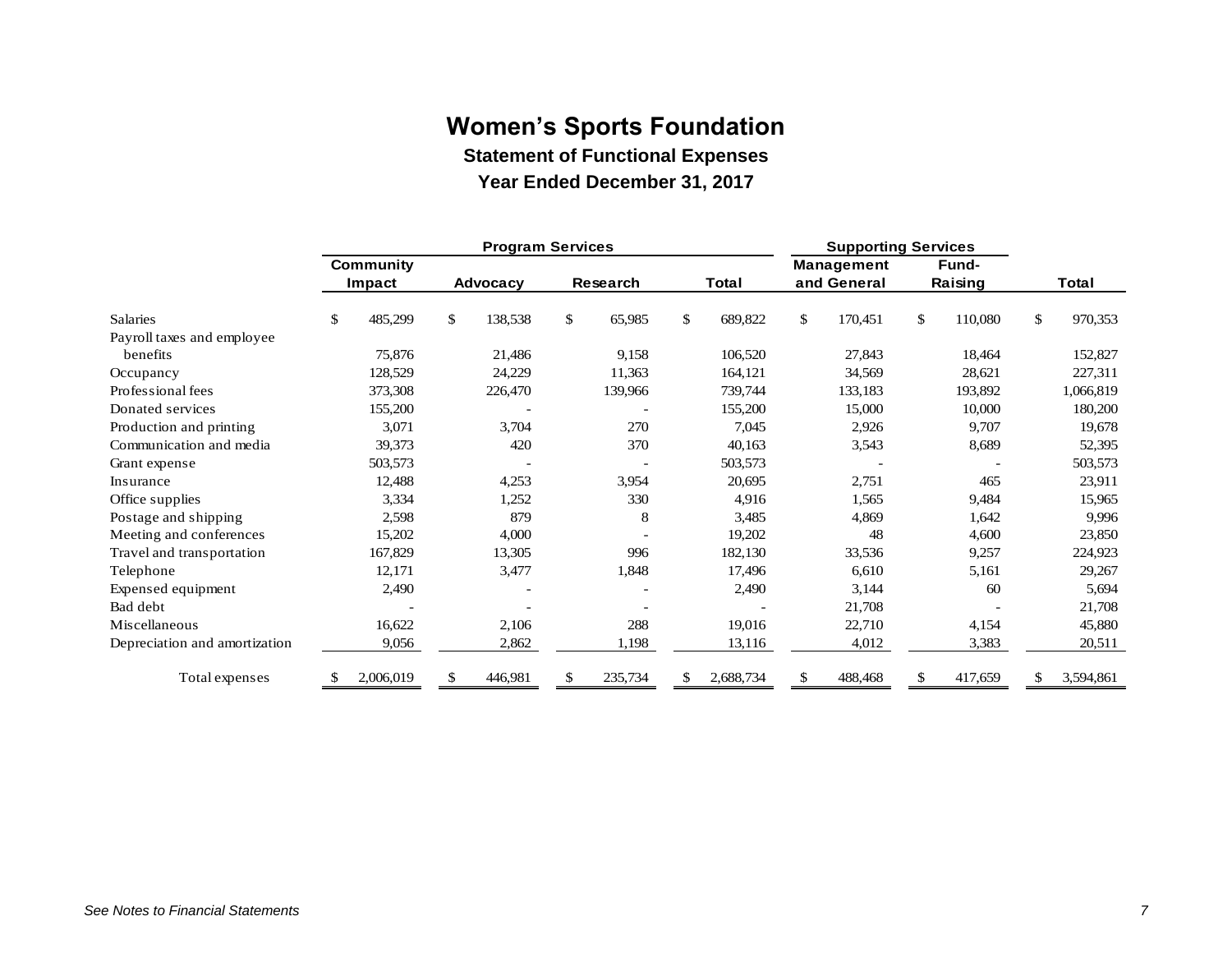# Women's Sports Foundation

## Statement of Functional Expenses

### Year Ended December 31, 2017

| | Program Services | | | | Supporting Services | | |
|---|---|---|---|---|---|---|---|
| | Community Impact | Advocacy | Research | Total | Management and General | Fund-Raising | Total |
| Salaries | $ 485,299 | $ 138,538 | $ 65,985 | $ 689,822 | $ 170,451 | $ 110,080 | $ 970,353 |
| Payroll taxes and employee benefits | 75,876 | 21,486 | 9,158 | 106,520 | 27,843 | 18,464 | 152,827 |
| Occupancy | 128,529 | 24,229 | 11,363 | 164,121 | 34,569 | 28,621 | 227,311 |
| Professional fees | 373,308 | 226,470 | 139,966 | 739,744 | 133,183 | 193,892 | 1,066,819 |
| Donated services | 155,200 | - | - | 155,200 | 15,000 | 10,000 | 180,200 |
| Production and printing | 3,071 | 3,704 | 270 | 7,045 | 2,926 | 9,707 | 19,678 |
| Communication and media | 39,373 | 420 | 370 | 40,163 | 3,543 | 8,689 | 52,395 |
| Grant expense | 503,573 | - | - | 503,573 | - | - | 503,573 |
| Insurance | 12,488 | 4,253 | 3,954 | 20,695 | 2,751 | 465 | 23,911 |
| Office supplies | 3,334 | 1,252 | 330 | 4,916 | 1,565 | 9,484 | 15,965 |
| Postage and shipping | 2,598 | 879 | 8 | 3,485 | 4,869 | 1,642 | 9,996 |
| Meeting and conferences | 15,202 | 4,000 | - | 19,202 | 48 | 4,600 | 23,850 |
| Travel and transportation | 167,829 | 13,305 | 996 | 182,130 | 33,536 | 9,257 | 224,923 |
| Telephone | 12,171 | 3,477 | 1,848 | 17,496 | 6,610 | 5,161 | 29,267 |
| Expensed equipment | 2,490 | - | - | 2,490 | 3,144 | 60 | 5,694 |
| Bad debt | - | - | - | - | 21,708 | - | 21,708 |
| Miscellaneous | 16,622 | 2,106 | 288 | 19,016 | 22,710 | 4,154 | 45,880 |
| Depreciation and amortization | 9,056 | 2,862 | 1,198 | 13,116 | 4,012 | 3,383 | 20,511 |
| Total expenses | $ 2,006,019 | $ 446,981 | $ 235,734 | $ 2,688,734 | $ 488,468 | $ 417,659 | $ 3,594,861 |

*See Notes to Financial Statements*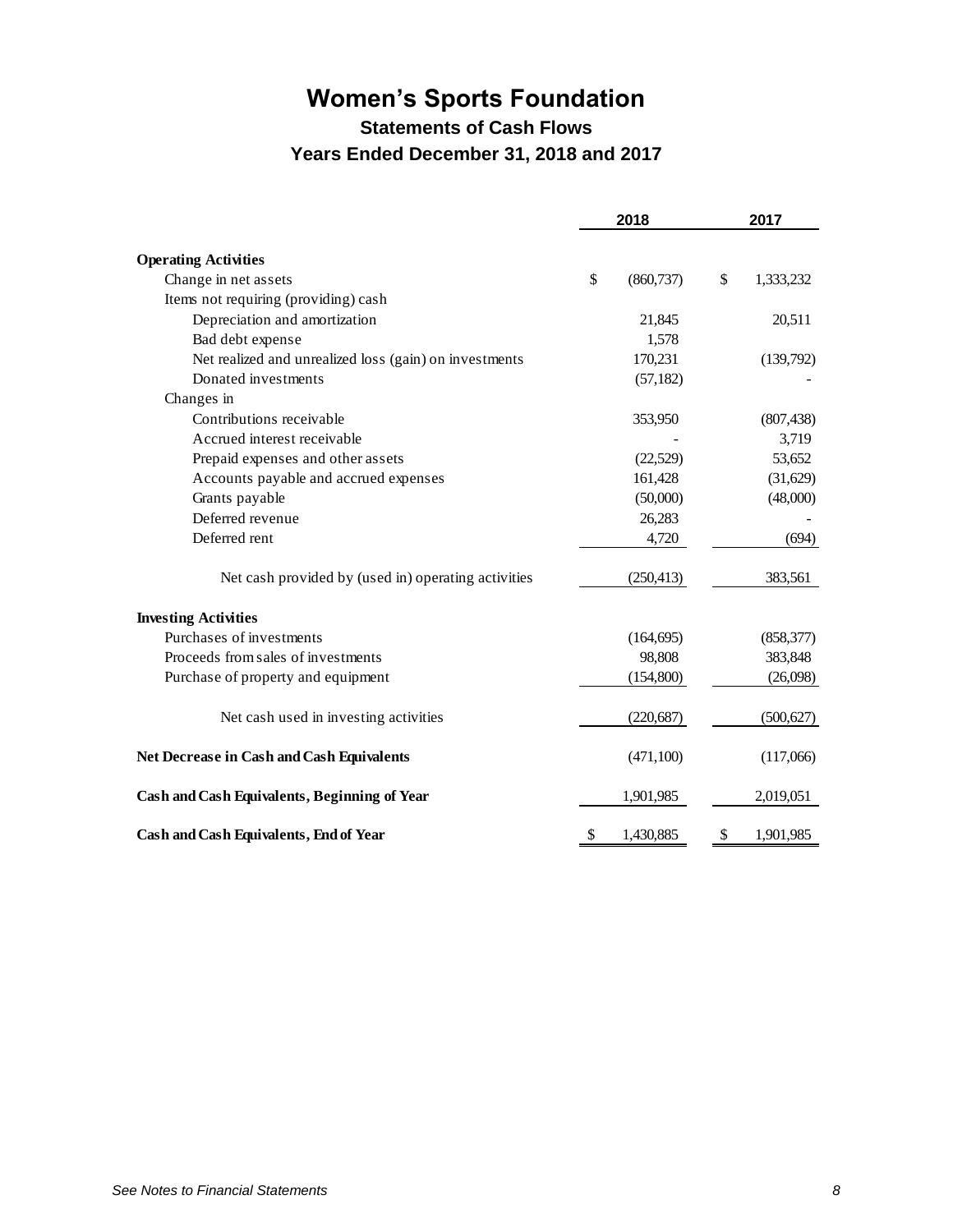# Women's Sports Foundation

## Statements of Cash Flows

### Years Ended December 31, 2018 and 2017

| | 2018 | 2017 |
|---|---|---|
| **Operating Activities** | | |
| Change in net assets | $ (860,737) | $ 1,333,232 |
| Items not requiring (providing) cash | | |
| Depreciation and amortization | 21,845 | 20,511 |
| Bad debt expense | 1,578 | |
| Net realized and unrealized loss (gain) on investments | 170,231 | (139,792) |
| Donated investments | (57,182) | - |
| Changes in | | |
| Contributions receivable | 353,950 | (807,438) |
| Accrued interest receivable | - | 3,719 |
| Prepaid expenses and other assets | (22,529) | 53,652 |
| Accounts payable and accrued expenses | 161,428 | (31,629) |
| Grants payable | (50,000) | (48,000) |
| Deferred revenue | 26,283 | - |
| Deferred rent | 4,720 | (694) |
| Net cash provided by (used in) operating activities | (250,413) | 383,561 |
| **Investing Activities** | | |
| Purchases of investments | (164,695) | (858,377) |
| Proceeds from sales of investments | 98,808 | 383,848 |
| Purchase of property and equipment | (154,800) | (26,098) |
| Net cash used in investing activities | (220,687) | (500,627) |
| **Net Decrease in Cash and Cash Equivalents** | (471,100) | (117,066) |
| **Cash and Cash Equivalents, Beginning of Year** | 1,901,985 | 2,019,051 |
| **Cash and Cash Equivalents, End of Year** | $ 1,430,885 | $ 1,901,985 |

*See Notes to Financial Statements*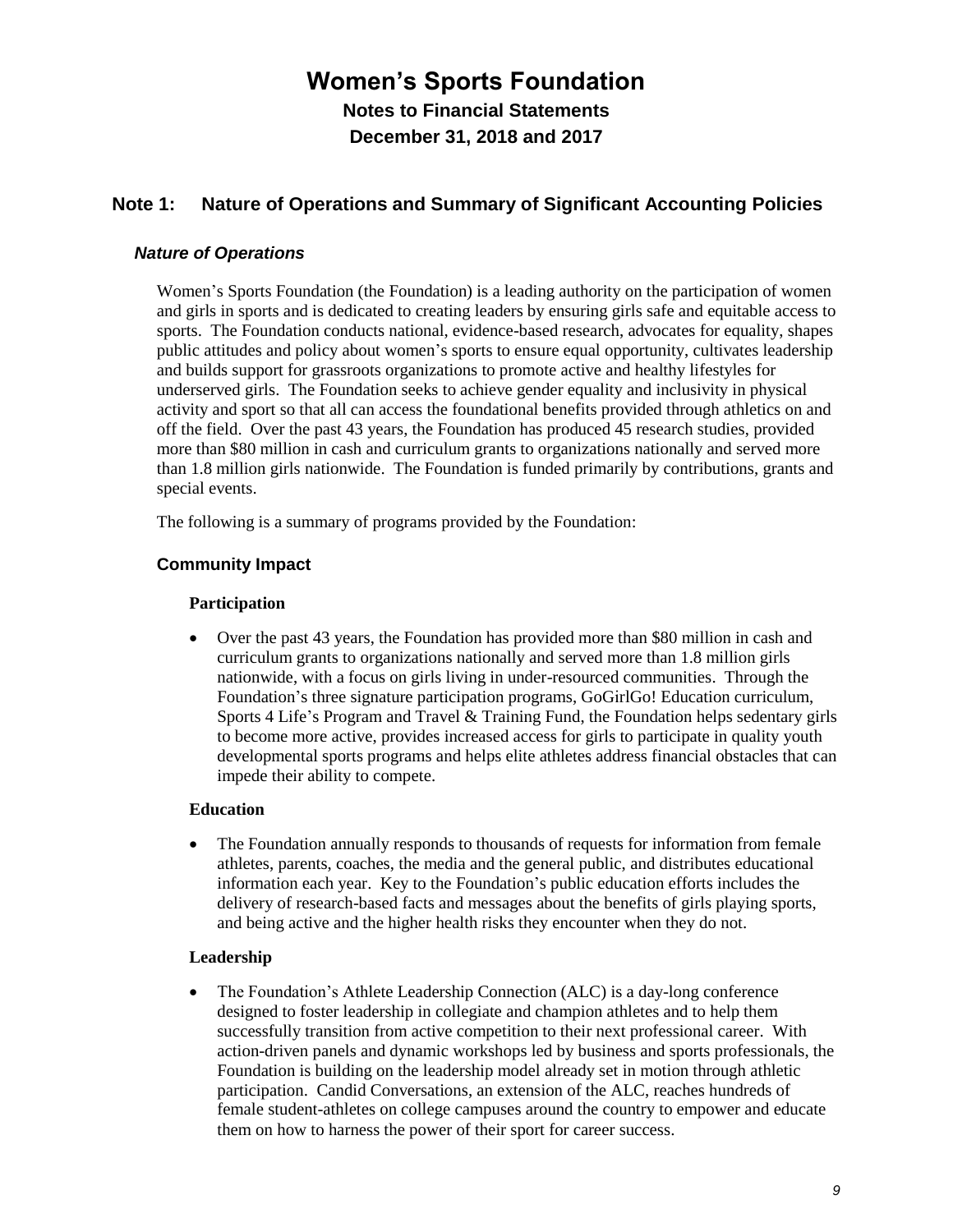# Women's Sports Foundation

## Notes to Financial Statements

## December 31, 2018 and 2017

## Note 1: Nature of Operations and Summary of Significant Accounting Policies

### *Nature of Operations*

Women's Sports Foundation (the Foundation) is a leading authority on the participation of women and girls in sports and is dedicated to creating leaders by ensuring girls safe and equitable access to sports. The Foundation conducts national, evidence-based research, advocates for equality, shapes public attitudes and policy about women's sports to ensure equal opportunity, cultivates leadership and builds support for grassroots organizations to promote active and healthy lifestyles for underserved girls. The Foundation seeks to achieve gender equality and inclusivity in physical activity and sport so that all can access the foundational benefits provided through athletics on and off the field. Over the past 43 years, the Foundation has produced 45 research studies, provided more than $80 million in cash and curriculum grants to organizations nationally and served more than 1.8 million girls nationwide. The Foundation is funded primarily by contributions, grants and special events.

The following is a summary of programs provided by the Foundation:

### Community Impact

**Participation**

- Over the past 43 years, the Foundation has provided more than $80 million in cash and curriculum grants to organizations nationally and served more than 1.8 million girls nationwide, with a focus on girls living in under-resourced communities. Through the Foundation's three signature participation programs, GoGirlGo! Education curriculum, Sports 4 Life's Program and Travel & Training Fund, the Foundation helps sedentary girls to become more active, provides increased access for girls to participate in quality youth developmental sports programs and helps elite athletes address financial obstacles that can impede their ability to compete.

**Education**

- The Foundation annually responds to thousands of requests for information from female athletes, parents, coaches, the media and the general public, and distributes educational information each year. Key to the Foundation's public education efforts includes the delivery of research-based facts and messages about the benefits of girls playing sports, and being active and the higher health risks they encounter when they do not.

**Leadership**

- The Foundation's Athlete Leadership Connection (ALC) is a day-long conference designed to foster leadership in collegiate and champion athletes and to help them successfully transition from active competition to their next professional career. With action-driven panels and dynamic workshops led by business and sports professionals, the Foundation is building on the leadership model already set in motion through athletic participation. Candid Conversations, an extension of the ALC, reaches hundreds of female student-athletes on college campuses around the country to empower and educate them on how to harness the power of their sport for career success.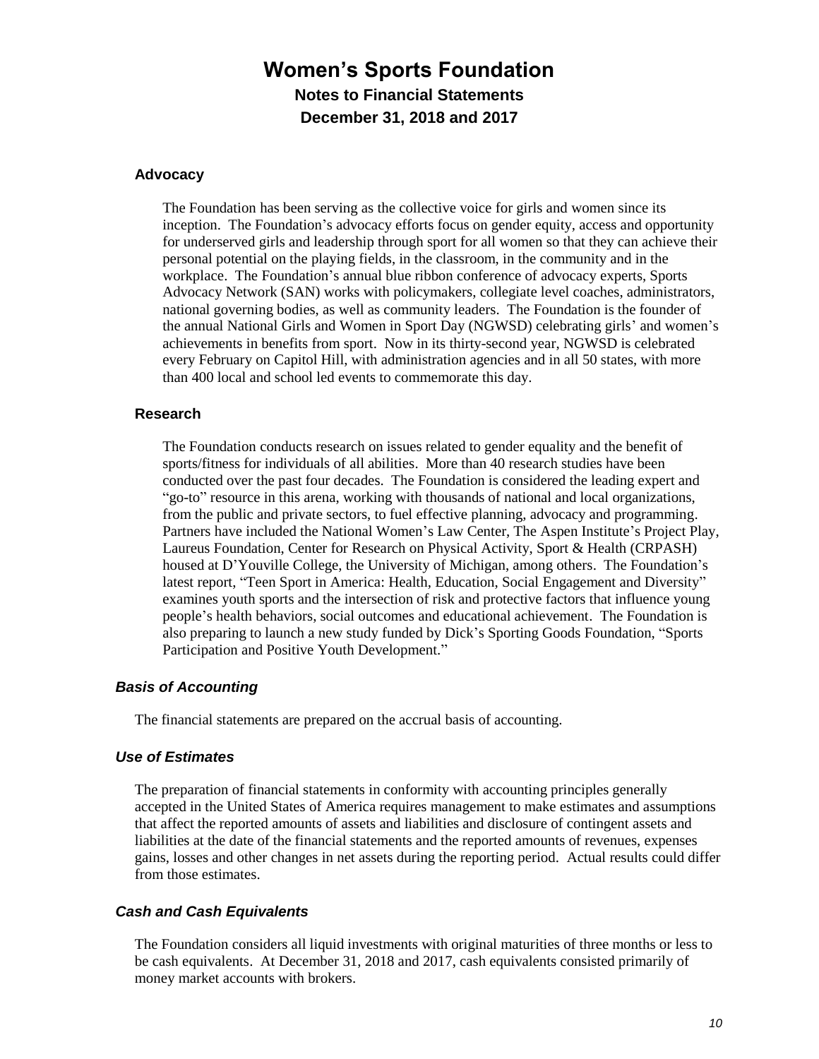#### **Advocacy**

The Foundation has been serving as the collective voice for girls and women since its inception. The Foundation's advocacy efforts focus on gender equity, access and opportunity for underserved girls and leadership through sport for all women so that they can achieve their personal potential on the playing fields, in the classroom, in the community and in the workplace. The Foundation's annual blue ribbon conference of advocacy experts, Sports Advocacy Network (SAN) works with policymakers, collegiate level coaches, administrators, national governing bodies, as well as community leaders. The Foundation is the founder of the annual National Girls and Women in Sport Day (NGWSD) celebrating girls' and women's achievements in benefits from sport. Now in its thirty-second year, NGWSD is celebrated every February on Capitol Hill, with administration agencies and in all 50 states, with more than 400 local and school led events to commemorate this day.

#### **Research**

The Foundation conducts research on issues related to gender equality and the benefit of sports/fitness for individuals of all abilities. More than 40 research studies have been conducted over the past four decades. The Foundation is considered the leading expert and "go-to" resource in this arena, working with thousands of national and local organizations, from the public and private sectors, to fuel effective planning, advocacy and programming. Partners have included the National Women's Law Center, The Aspen Institute's Project Play, Laureus Foundation, Center for Research on Physical Activity, Sport & Health (CRPASH) housed at D'Youville College, the University of Michigan, among others. The Foundation's latest report, "Teen Sport in America: Health, Education, Social Engagement and Diversity" examines youth sports and the intersection of risk and protective factors that influence young people's health behaviors, social outcomes and educational achievement. The Foundation is also preparing to launch a new study funded by Dick's Sporting Goods Foundation, "Sports Participation and Positive Youth Development."

### ***Basis of Accounting***

The financial statements are prepared on the accrual basis of accounting.

### ***Use of Estimates***

The preparation of financial statements in conformity with accounting principles generally accepted in the United States of America requires management to make estimates and assumptions that affect the reported amounts of assets and liabilities and disclosure of contingent assets and liabilities at the date of the financial statements and the reported amounts of revenues, expenses gains, losses and other changes in net assets during the reporting period. Actual results could differ from those estimates.

### ***Cash and Cash Equivalents***

The Foundation considers all liquid investments with original maturities of three months or less to be cash equivalents. At December 31, 2018 and 2017, cash equivalents consisted primarily of money market accounts with brokers.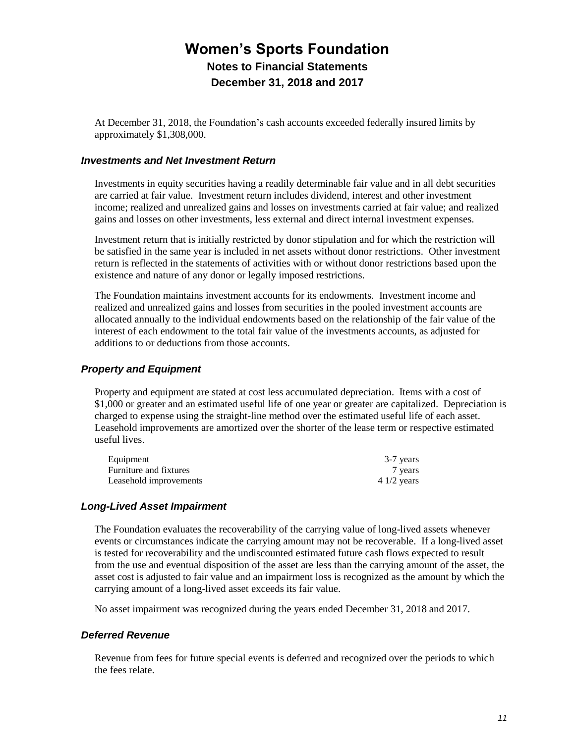At December 31, 2018, the Foundation's cash accounts exceeded federally insured limits by approximately $1,308,000.

### *Investments and Net Investment Return*

Investments in equity securities having a readily determinable fair value and in all debt securities are carried at fair value. Investment return includes dividend, interest and other investment income; realized and unrealized gains and losses on investments carried at fair value; and realized gains and losses on other investments, less external and direct internal investment expenses.

Investment return that is initially restricted by donor stipulation and for which the restriction will be satisfied in the same year is included in net assets without donor restrictions. Other investment return is reflected in the statements of activities with or without donor restrictions based upon the existence and nature of any donor or legally imposed restrictions.

The Foundation maintains investment accounts for its endowments. Investment income and realized and unrealized gains and losses from securities in the pooled investment accounts are allocated annually to the individual endowments based on the relationship of the fair value of the interest of each endowment to the total fair value of the investments accounts, as adjusted for additions to or deductions from those accounts.

### *Property and Equipment*

Property and equipment are stated at cost less accumulated depreciation. Items with a cost of $1,000 or greater and an estimated useful life of one year or greater are capitalized. Depreciation is charged to expense using the straight-line method over the estimated useful life of each asset. Leasehold improvements are amortized over the shorter of the lease term or respective estimated useful lives.

| | |
|---|---|
| Equipment | 3-7 years |
| Furniture and fixtures | 7 years |
| Leasehold improvements | 4 1/2 years |

### *Long-Lived Asset Impairment*

The Foundation evaluates the recoverability of the carrying value of long-lived assets whenever events or circumstances indicate the carrying amount may not be recoverable. If a long-lived asset is tested for recoverability and the undiscounted estimated future cash flows expected to result from the use and eventual disposition of the asset are less than the carrying amount of the asset, the asset cost is adjusted to fair value and an impairment loss is recognized as the amount by which the carrying amount of a long-lived asset exceeds its fair value.

No asset impairment was recognized during the years ended December 31, 2018 and 2017.

### *Deferred Revenue*

Revenue from fees for future special events is deferred and recognized over the periods to which the fees relate.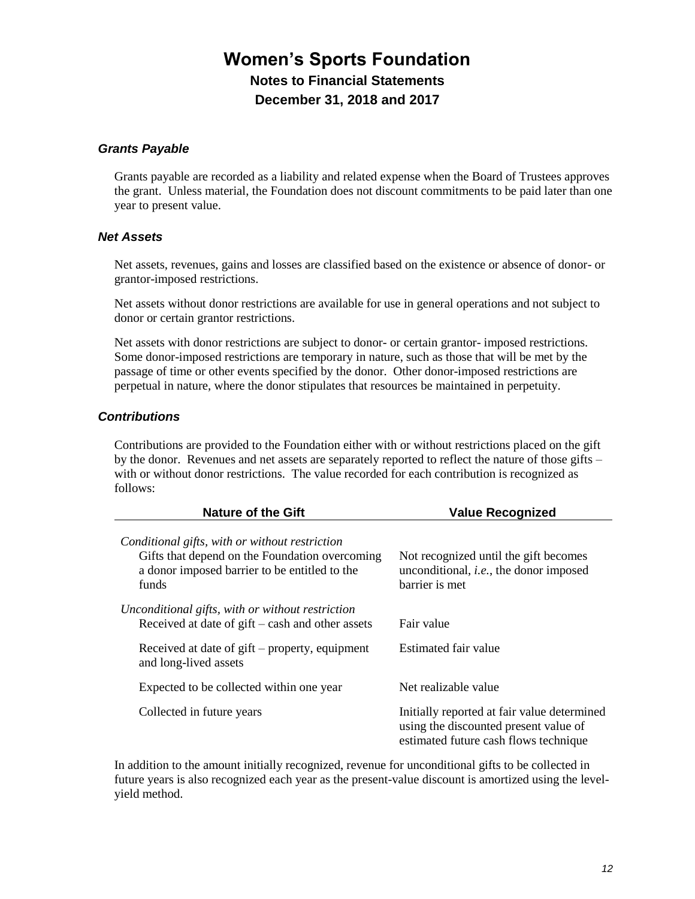# Women's Sports Foundation

## Notes to Financial Statements

## December 31, 2018 and 2017

### *Grants Payable*

Grants payable are recorded as a liability and related expense when the Board of Trustees approves the grant. Unless material, the Foundation does not discount commitments to be paid later than one year to present value.

### *Net Assets*

Net assets, revenues, gains and losses are classified based on the existence or absence of donor- or grantor-imposed restrictions.

Net assets without donor restrictions are available for use in general operations and not subject to donor or certain grantor restrictions.

Net assets with donor restrictions are subject to donor- or certain grantor- imposed restrictions. Some donor-imposed restrictions are temporary in nature, such as those that will be met by the passage of time or other events specified by the donor. Other donor-imposed restrictions are perpetual in nature, where the donor stipulates that resources be maintained in perpetuity.

### *Contributions*

Contributions are provided to the Foundation either with or without restrictions placed on the gift by the donor. Revenues and net assets are separately reported to reflect the nature of those gifts – with or without donor restrictions. The value recorded for each contribution is recognized as follows:

| Nature of the Gift | Value Recognized |
|---|---|
| *Conditional gifts, with or without restriction* | |
| Gifts that depend on the Foundation overcoming a donor imposed barrier to be entitled to the funds | Not recognized until the gift becomes unconditional, *i.e.*, the donor imposed barrier is met |
| *Unconditional gifts, with or without restriction* | |
| Received at date of gift – cash and other assets | Fair value |
| Received at date of gift – property, equipment and long-lived assets | Estimated fair value |
| Expected to be collected within one year | Net realizable value |
| Collected in future years | Initially reported at fair value determined using the discounted present value of estimated future cash flows technique |

In addition to the amount initially recognized, revenue for unconditional gifts to be collected in future years is also recognized each year as the present-value discount is amortized using the level-yield method.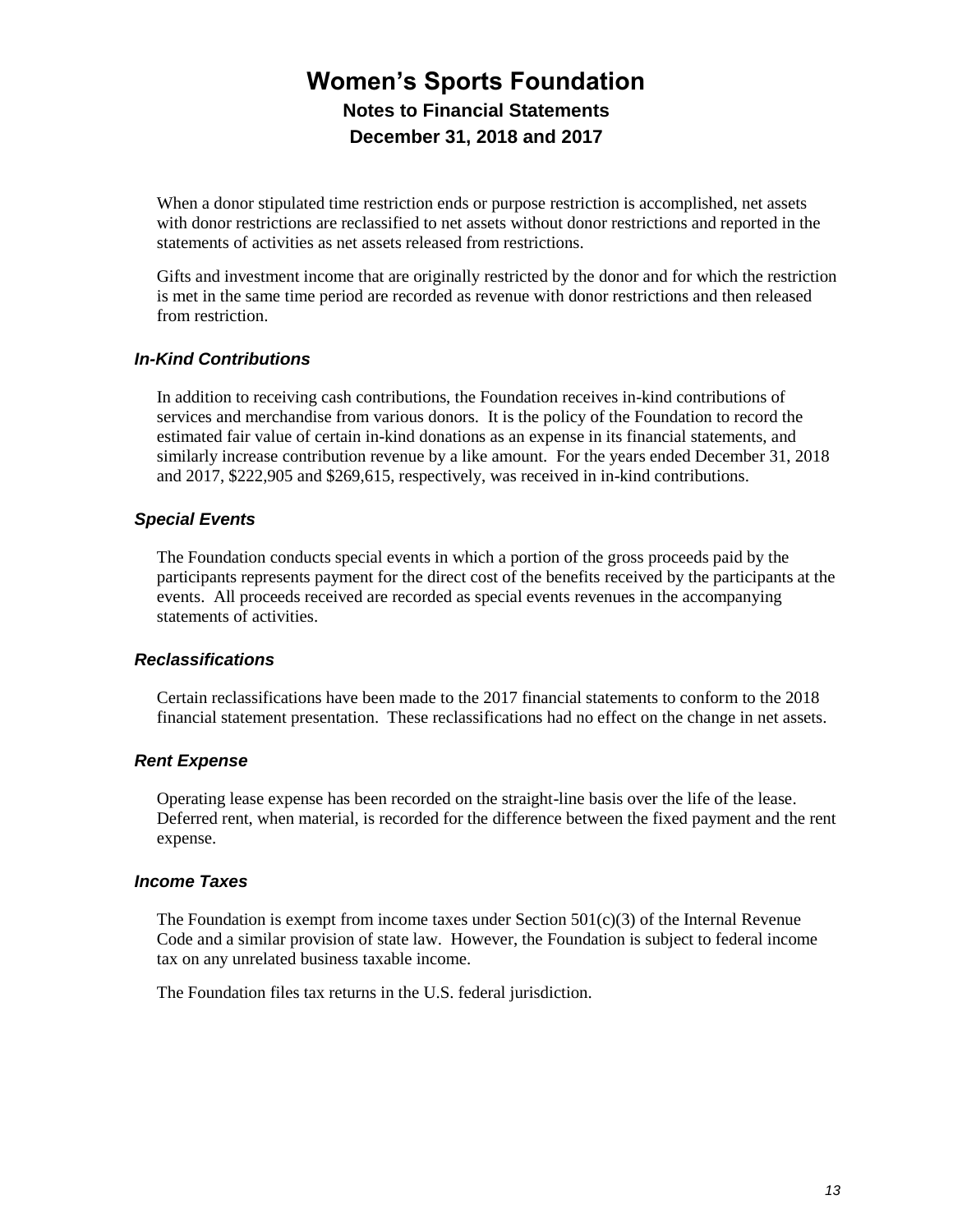# Women's Sports Foundation
## Notes to Financial Statements
## December 31, 2018 and 2017

When a donor stipulated time restriction ends or purpose restriction is accomplished, net assets with donor restrictions are reclassified to net assets without donor restrictions and reported in the statements of activities as net assets released from restrictions.

Gifts and investment income that are originally restricted by the donor and for which the restriction is met in the same time period are recorded as revenue with donor restrictions and then released from restriction.

### *In-Kind Contributions*

In addition to receiving cash contributions, the Foundation receives in-kind contributions of services and merchandise from various donors. It is the policy of the Foundation to record the estimated fair value of certain in-kind donations as an expense in its financial statements, and similarly increase contribution revenue by a like amount. For the years ended December 31, 2018 and 2017, $222,905 and $269,615, respectively, was received in in-kind contributions.

### *Special Events*

The Foundation conducts special events in which a portion of the gross proceeds paid by the participants represents payment for the direct cost of the benefits received by the participants at the events. All proceeds received are recorded as special events revenues in the accompanying statements of activities.

### *Reclassifications*

Certain reclassifications have been made to the 2017 financial statements to conform to the 2018 financial statement presentation. These reclassifications had no effect on the change in net assets.

### *Rent Expense*

Operating lease expense has been recorded on the straight-line basis over the life of the lease. Deferred rent, when material, is recorded for the difference between the fixed payment and the rent expense.

### *Income Taxes*

The Foundation is exempt from income taxes under Section 501(c)(3) of the Internal Revenue Code and a similar provision of state law. However, the Foundation is subject to federal income tax on any unrelated business taxable income.

The Foundation files tax returns in the U.S. federal jurisdiction.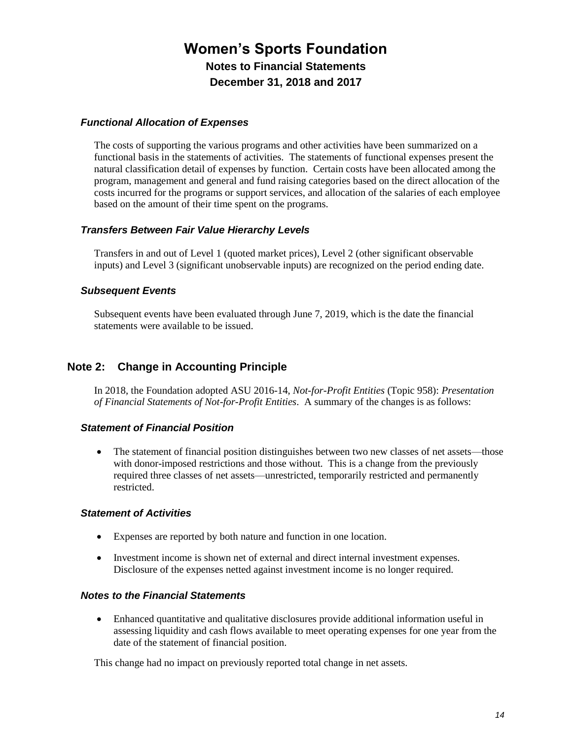### *Functional Allocation of Expenses*

The costs of supporting the various programs and other activities have been summarized on a functional basis in the statements of activities. The statements of functional expenses present the natural classification detail of expenses by function. Certain costs have been allocated among the program, management and general and fund raising categories based on the direct allocation of the costs incurred for the programs or support services, and allocation of the salaries of each employee based on the amount of their time spent on the programs.

### *Transfers Between Fair Value Hierarchy Levels*

Transfers in and out of Level 1 (quoted market prices), Level 2 (other significant observable inputs) and Level 3 (significant unobservable inputs) are recognized on the period ending date.

### *Subsequent Events*

Subsequent events have been evaluated through June 7, 2019, which is the date the financial statements were available to be issued.

## Note 2: Change in Accounting Principle

In 2018, the Foundation adopted ASU 2016-14, *Not-for-Profit Entities* (Topic 958): *Presentation of Financial Statements of Not-for-Profit Entities*. A summary of the changes is as follows:

### *Statement of Financial Position*

- The statement of financial position distinguishes between two new classes of net assets—those with donor-imposed restrictions and those without. This is a change from the previously required three classes of net assets—unrestricted, temporarily restricted and permanently restricted.

### *Statement of Activities*

- Expenses are reported by both nature and function in one location.
- Investment income is shown net of external and direct internal investment expenses. Disclosure of the expenses netted against investment income is no longer required.

### *Notes to the Financial Statements*

- Enhanced quantitative and qualitative disclosures provide additional information useful in assessing liquidity and cash flows available to meet operating expenses for one year from the date of the statement of financial position.

This change had no impact on previously reported total change in net assets.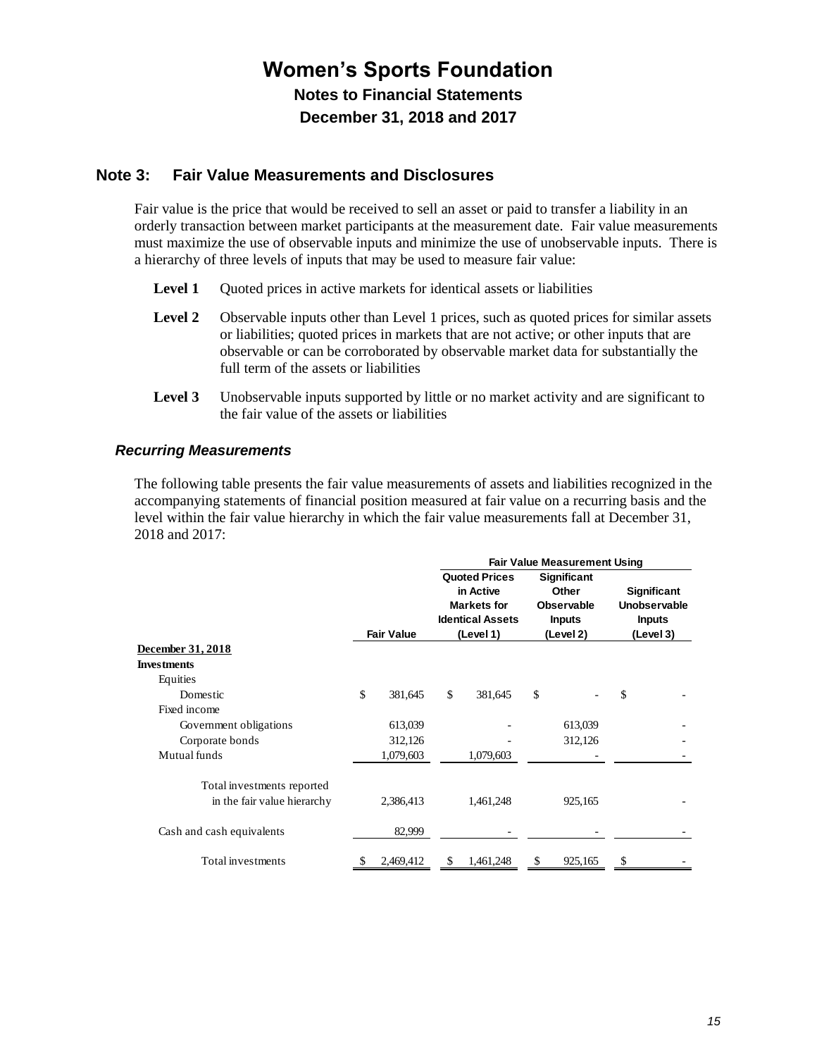# Women's Sports Foundation

## Notes to Financial Statements

## December 31, 2018 and 2017

## Note 3: Fair Value Measurements and Disclosures

Fair value is the price that would be received to sell an asset or paid to transfer a liability in an orderly transaction between market participants at the measurement date. Fair value measurements must maximize the use of observable inputs and minimize the use of unobservable inputs. There is a hierarchy of three levels of inputs that may be used to measure fair value:

**Level 1** Quoted prices in active markets for identical assets or liabilities

**Level 2** Observable inputs other than Level 1 prices, such as quoted prices for similar assets or liabilities; quoted prices in markets that are not active; or other inputs that are observable or can be corroborated by observable market data for substantially the full term of the assets or liabilities

**Level 3** Unobservable inputs supported by little or no market activity and are significant to the fair value of the assets or liabilities

### *Recurring Measurements*

The following table presents the fair value measurements of assets and liabilities recognized in the accompanying statements of financial position measured at fair value on a recurring basis and the level within the fair value hierarchy in which the fair value measurements fall at December 31, 2018 and 2017:

| | | Fair Value Measurement Using | | |
|---|---|---|---|---|
| | **Fair Value** | **Quoted Prices in Active Markets for Identical Assets (Level 1)** | **Significant Other Observable Inputs (Level 2)** | **Significant Unobservable Inputs (Level 3)** |
| **December 31, 2018** | | | | |
| **Investments** | | | | |
| Equities | | | | |
| Domestic | $ 381,645 | $ 381,645 | $ - | $ - |
| Fixed income | | | | |
| Government obligations | 613,039 | - | 613,039 | - |
| Corporate bonds | 312,126 | - | 312,126 | - |
| Mutual funds | 1,079,603 | 1,079,603 | - | - |
| Total investments reported in the fair value hierarchy | 2,386,413 | 1,461,248 | 925,165 | - |
| Cash and cash equivalents | 82,999 | - | - | - |
| Total investments | $ 2,469,412 | $ 1,461,248 | $ 925,165 | $ - |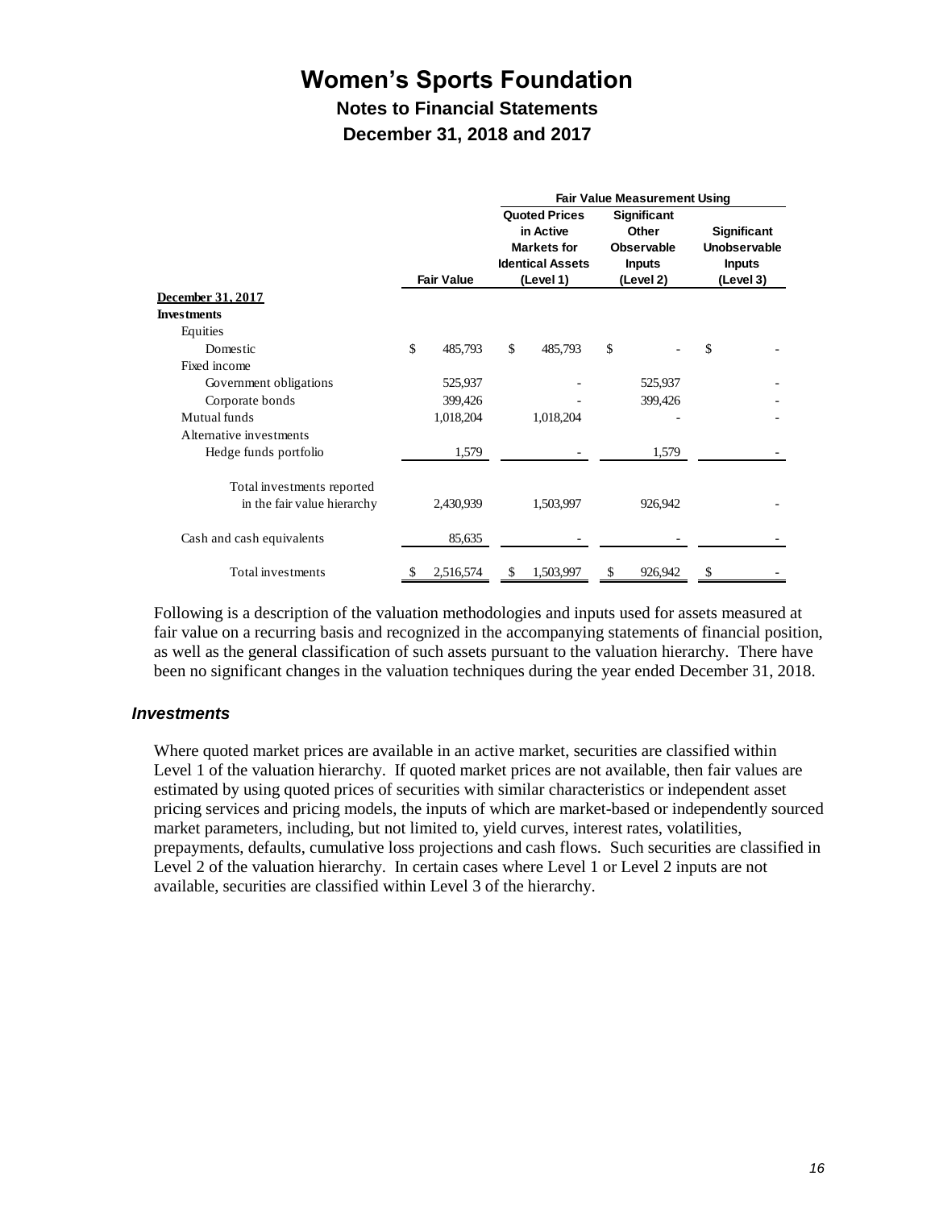# Women's Sports Foundation

## Notes to Financial Statements

## December 31, 2018 and 2017

| | Fair Value | Fair Value Measurement Using Quoted Prices in Active Markets for Identical Assets (Level 1) | Significant Other Observable Inputs (Level 2) | Significant Unobservable Inputs (Level 3) |
|---|---|---|---|---|
| **December 31, 2017** | | | | |
| **Investments** | | | | |
| Equities | | | | |
| Domestic | $ 485,793 | $ 485,793 | $ - | $ - |
| Fixed income | | | | |
| Government obligations | 525,937 | - | 525,937 | - |
| Corporate bonds | 399,426 | - | 399,426 | - |
| Mutual funds | 1,018,204 | 1,018,204 | - | - |
| Alternative investments | | | | |
| Hedge funds portfolio | 1,579 | - | 1,579 | - |
| Total investments reported in the fair value hierarchy | 2,430,939 | 1,503,997 | 926,942 | - |
| Cash and cash equivalents | 85,635 | - | - | - |
| Total investments | $ 2,516,574 | $ 1,503,997 | $ 926,942 | $ - |

Following is a description of the valuation methodologies and inputs used for assets measured at fair value on a recurring basis and recognized in the accompanying statements of financial position, as well as the general classification of such assets pursuant to the valuation hierarchy. There have been no significant changes in the valuation techniques during the year ended December 31, 2018.

### *Investments*

Where quoted market prices are available in an active market, securities are classified within Level 1 of the valuation hierarchy. If quoted market prices are not available, then fair values are estimated by using quoted prices of securities with similar characteristics or independent asset pricing services and pricing models, the inputs of which are market-based or independently sourced market parameters, including, but not limited to, yield curves, interest rates, volatilities, prepayments, defaults, cumulative loss projections and cash flows. Such securities are classified in Level 2 of the valuation hierarchy. In certain cases where Level 1 or Level 2 inputs are not available, securities are classified within Level 3 of the hierarchy.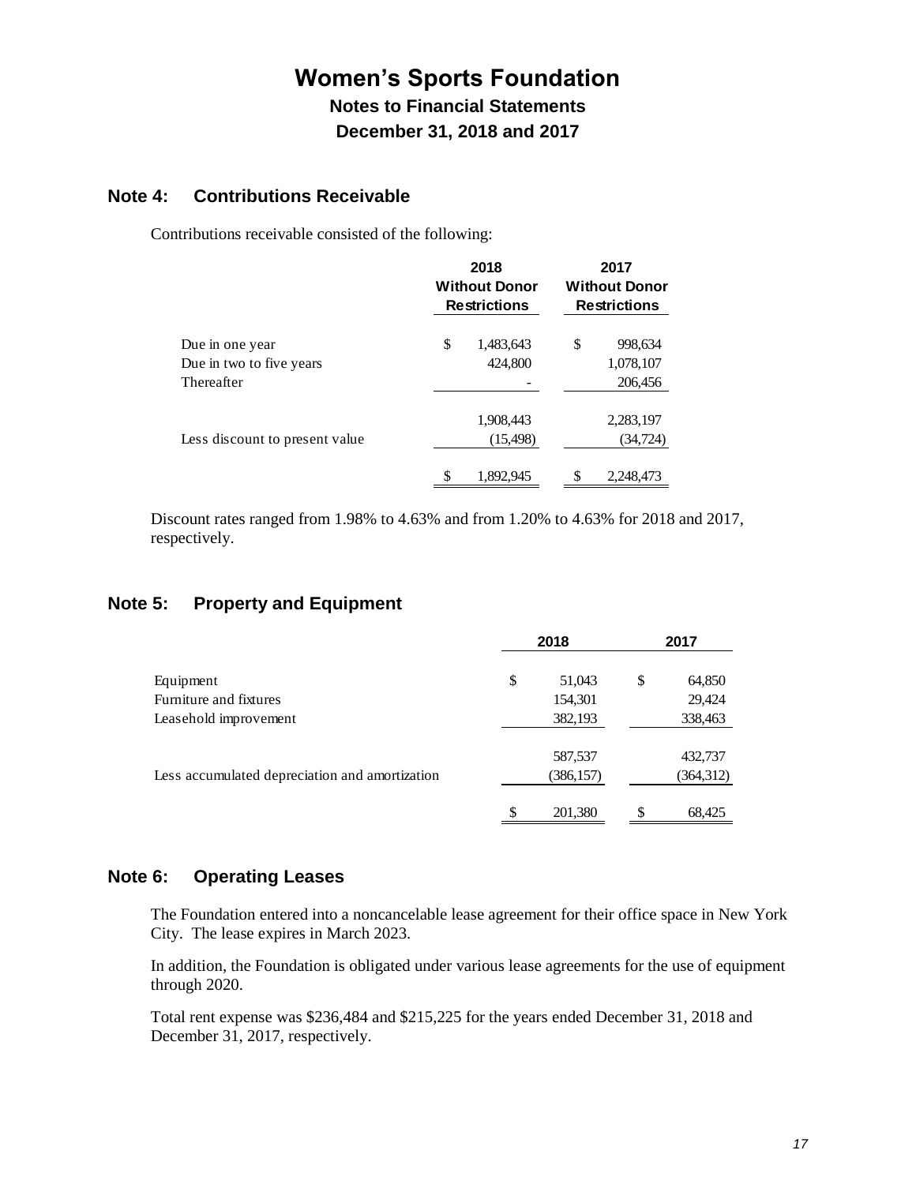# Women's Sports Foundation

## Notes to Financial Statements

## December 31, 2018 and 2017

## Note 4: Contributions Receivable

Contributions receivable consisted of the following:

| | 2018 Without Donor Restrictions | 2017 Without Donor Restrictions |
|---|---|---|
| Due in one year | $ 1,483,643 | $ 998,634 |
| Due in two to five years | 424,800 | 1,078,107 |
| Thereafter | - | 206,456 |
| | 1,908,443 | 2,283,197 |
| Less discount to present value | (15,498) | (34,724) |
| | $ 1,892,945 | $ 2,248,473 |

Discount rates ranged from 1.98% to 4.63% and from 1.20% to 4.63% for 2018 and 2017, respectively.

## Note 5: Property and Equipment

| | 2018 | 2017 |
|---|---|---|
| Equipment | $ 51,043 | $ 64,850 |
| Furniture and fixtures | 154,301 | 29,424 |
| Leasehold improvement | 382,193 | 338,463 |
| | 587,537 | 432,737 |
| Less accumulated depreciation and amortization | (386,157) | (364,312) |
| | $ 201,380 | $ 68,425 |

## Note 6: Operating Leases

The Foundation entered into a noncancelable lease agreement for their office space in New York City. The lease expires in March 2023.

In addition, the Foundation is obligated under various lease agreements for the use of equipment through 2020.

Total rent expense was $236,484 and $215,225 for the years ended December 31, 2018 and December 31, 2017, respectively.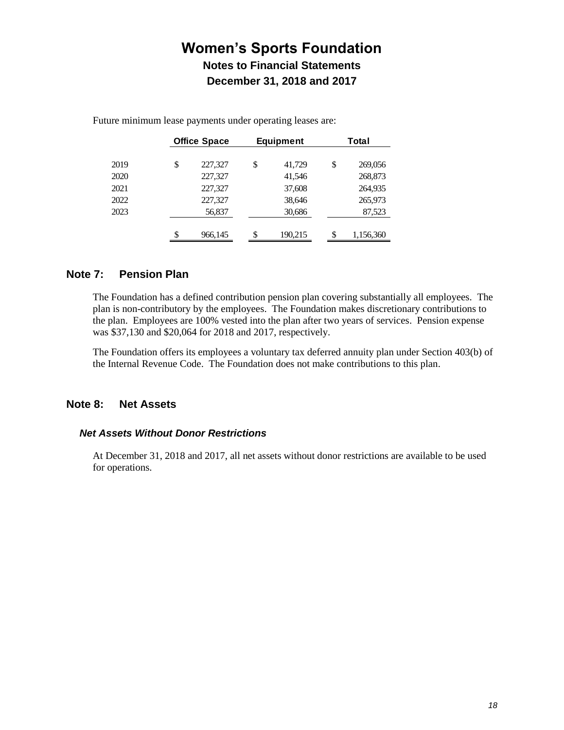# Women's Sports Foundation

## Notes to Financial Statements

## December 31, 2018 and 2017

Future minimum lease payments under operating leases are:

| | Office Space | Equipment | Total |
|---|---|---|---|
| 2019 | $ 227,327 | $ 41,729 | $ 269,056 |
| 2020 | 227,327 | 41,546 | 268,873 |
| 2021 | 227,327 | 37,608 | 264,935 |
| 2022 | 227,327 | 38,646 | 265,973 |
| 2023 | 56,837 | 30,686 | 87,523 |
| | $ 966,145 | $ 190,215 | $ 1,156,360 |

## Note 7: Pension Plan

The Foundation has a defined contribution pension plan covering substantially all employees. The plan is non-contributory by the employees. The Foundation makes discretionary contributions to the plan. Employees are 100% vested into the plan after two years of services. Pension expense was $37,130 and $20,064 for 2018 and 2017, respectively.

The Foundation offers its employees a voluntary tax deferred annuity plan under Section 403(b) of the Internal Revenue Code. The Foundation does not make contributions to this plan.

## Note 8: Net Assets

### *Net Assets Without Donor Restrictions*

At December 31, 2018 and 2017, all net assets without donor restrictions are available to be used for operations.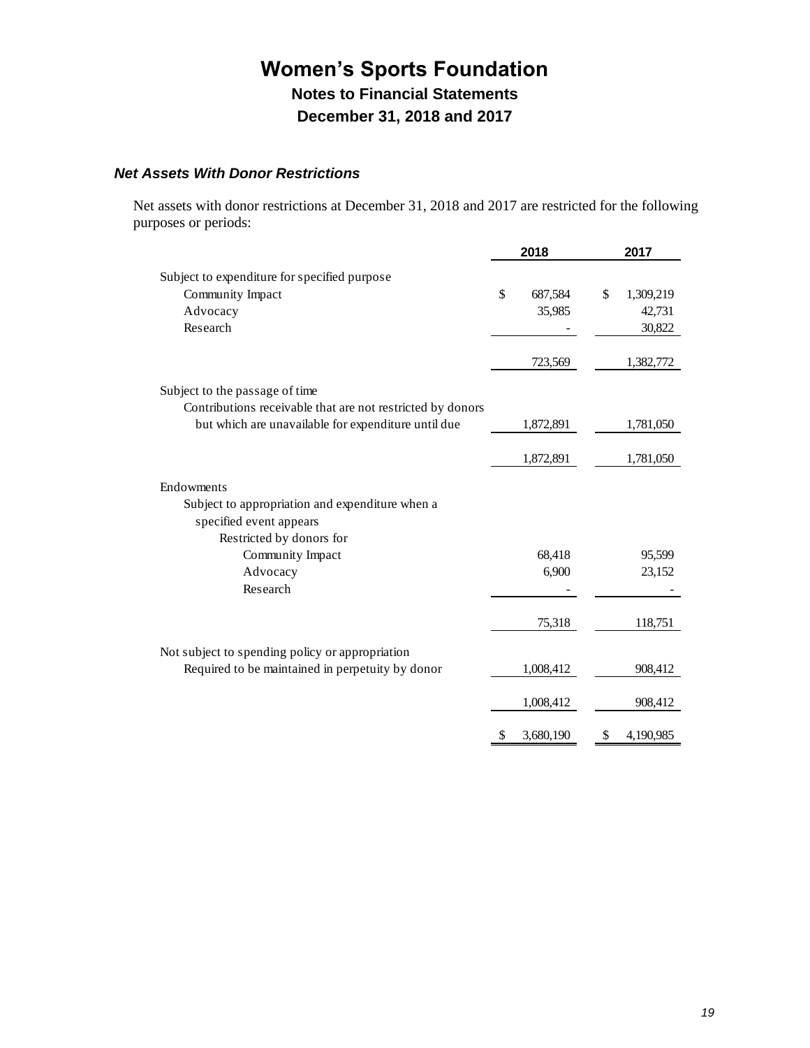# Women's Sports Foundation

## Notes to Financial Statements

## December 31, 2018 and 2017

### *Net Assets With Donor Restrictions*

Net assets with donor restrictions at December 31, 2018 and 2017 are restricted for the following purposes or periods:

| | 2018 | 2017 |
|---|---|---|
| Subject to expenditure for specified purpose | | |
| Community Impact | $ 687,584 | $ 1,309,219 |
| Advocacy | 35,985 | 42,731 |
| Research | - | 30,822 |
| | 723,569 | 1,382,772 |
| Subject to the passage of time | | |
| Contributions receivable that are not restricted by donors but which are unavailable for expenditure until due | 1,872,891 | 1,781,050 |
| | 1,872,891 | 1,781,050 |
| Endowments | | |
| Subject to appropriation and expenditure when a specified event appears | | |
| Restricted by donors for | | |
| Community Impact | 68,418 | 95,599 |
| Advocacy | 6,900 | 23,152 |
| Research | - | - |
| | 75,318 | 118,751 |
| Not subject to spending policy or appropriation | | |
| Required to be maintained in perpetuity by donor | 1,008,412 | 908,412 |
| | 1,008,412 | 908,412 |
| | $ 3,680,190 | $ 4,190,985 |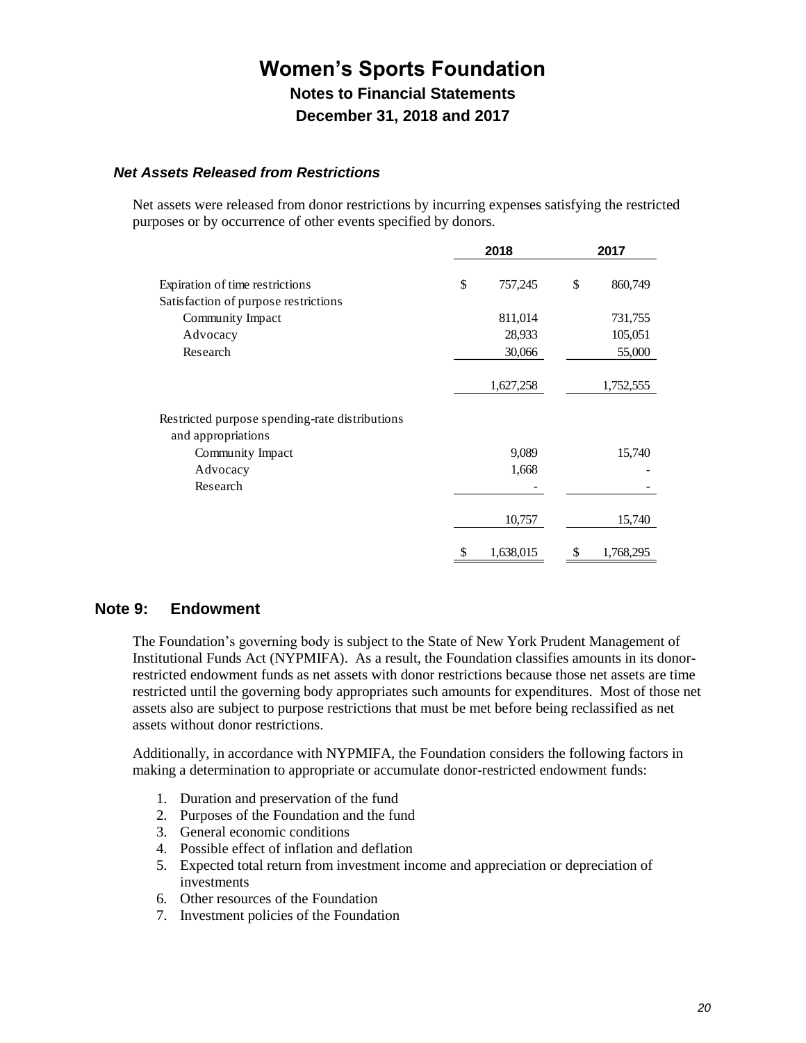# Women's Sports Foundation

## Notes to Financial Statements

## December 31, 2018 and 2017

### *Net Assets Released from Restrictions*

Net assets were released from donor restrictions by incurring expenses satisfying the restricted purposes or by occurrence of other events specified by donors.

| | 2018 | 2017 |
|---|---|---|
| Expiration of time restrictions | $ 757,245 | $ 860,749 |
| Satisfaction of purpose restrictions | | |
| Community Impact | 811,014 | 731,755 |
| Advocacy | 28,933 | 105,051 |
| Research | 30,066 | 55,000 |
| | 1,627,258 | 1,752,555 |
| Restricted purpose spending-rate distributions and appropriations | | |
| Community Impact | 9,089 | 15,740 |
| Advocacy | 1,668 | - |
| Research | - | - |
| | 10,757 | 15,740 |
| | $ 1,638,015 | $ 1,768,295 |

## Note 9: Endowment

The Foundation's governing body is subject to the State of New York Prudent Management of Institutional Funds Act (NYPMIFA). As a result, the Foundation classifies amounts in its donor-restricted endowment funds as net assets with donor restrictions because those net assets are time restricted until the governing body appropriates such amounts for expenditures. Most of those net assets also are subject to purpose restrictions that must be met before being reclassified as net assets without donor restrictions.

Additionally, in accordance with NYPMIFA, the Foundation considers the following factors in making a determination to appropriate or accumulate donor-restricted endowment funds:

1. Duration and preservation of the fund
2. Purposes of the Foundation and the fund
3. General economic conditions
4. Possible effect of inflation and deflation
5. Expected total return from investment income and appreciation or depreciation of investments
6. Other resources of the Foundation
7. Investment policies of the Foundation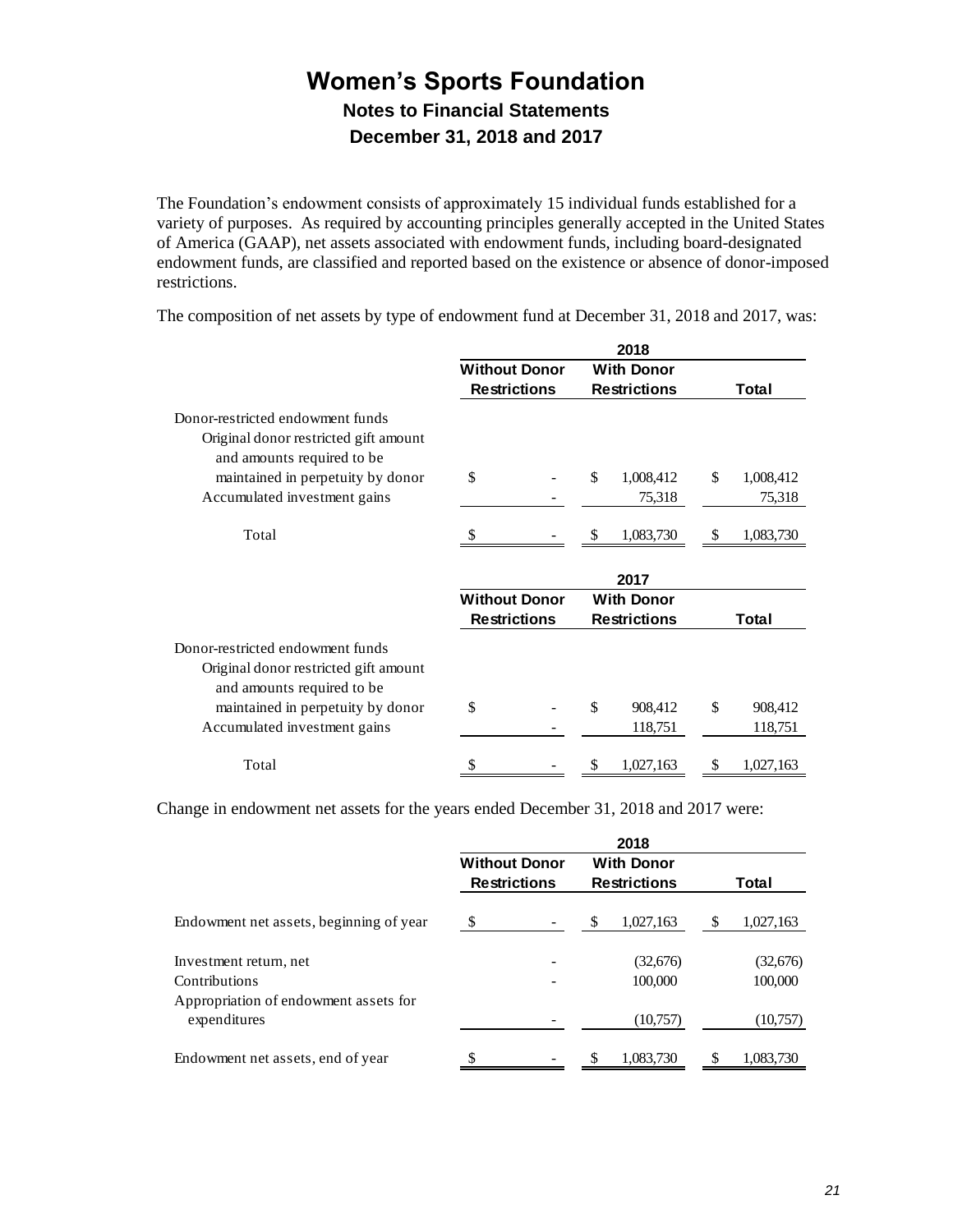# Women's Sports Foundation

## Notes to Financial Statements

## December 31, 2018 and 2017

The Foundation's endowment consists of approximately 15 individual funds established for a variety of purposes. As required by accounting principles generally accepted in the United States of America (GAAP), net assets associated with endowment funds, including board-designated endowment funds, are classified and reported based on the existence or absence of donor-imposed restrictions.

The composition of net assets by type of endowment fund at December 31, 2018 and 2017, was:

| | 2018 | | |
|---|---|---|---|
| | Without Donor Restrictions | With Donor Restrictions | Total |
| Donor-restricted endowment funds | | | |
| Original donor restricted gift amount and amounts required to be maintained in perpetuity by donor | $ - | $ 1,008,412 | $ 1,008,412 |
| Accumulated investment gains | - | 75,318 | 75,318 |
| Total | $ - | $ 1,083,730 | $ 1,083,730 |

| | 2017 | | |
|---|---|---|---|
| | Without Donor Restrictions | With Donor Restrictions | Total |
| Donor-restricted endowment funds | | | |
| Original donor restricted gift amount and amounts required to be maintained in perpetuity by donor | $ - | $ 908,412 | $ 908,412 |
| Accumulated investment gains | - | 118,751 | 118,751 |
| Total | $ - | $ 1,027,163 | $ 1,027,163 |

Change in endowment net assets for the years ended December 31, 2018 and 2017 were:

| | 2018 | | |
|---|---|---|---|
| | Without Donor Restrictions | With Donor Restrictions | Total |
| Endowment net assets, beginning of year | $ - | $ 1,027,163 | $ 1,027,163 |
| Investment return, net | - | (32,676) | (32,676) |
| Contributions | - | 100,000 | 100,000 |
| Appropriation of endowment assets for expenditures | - | (10,757) | (10,757) |
| Endowment net assets, end of year | $ - | $ 1,083,730 | $ 1,083,730 |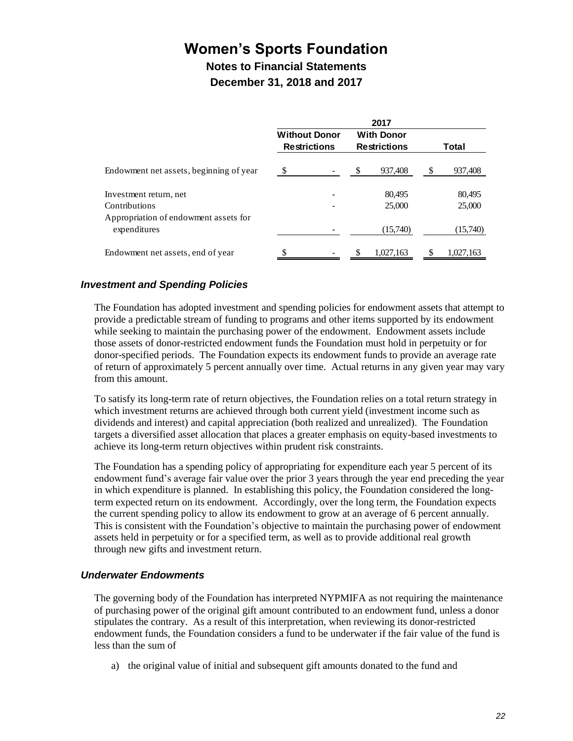# Women's Sports Foundation

## Notes to Financial Statements

## December 31, 2018 and 2017

| | 2017 | | |
|---|---|---|---|
| | Without Donor Restrictions | With Donor Restrictions | Total |
| Endowment net assets, beginning of year | $ - | $ 937,408 | $ 937,408 |
| Investment return, net | - | 80,495 | 80,495 |
| Contributions | - | 25,000 | 25,000 |
| Appropriation of endowment assets for expenditures | - | (15,740) | (15,740) |
| Endowment net assets, end of year | $ - | $ 1,027,163 | $ 1,027,163 |

### *Investment and Spending Policies*

The Foundation has adopted investment and spending policies for endowment assets that attempt to provide a predictable stream of funding to programs and other items supported by its endowment while seeking to maintain the purchasing power of the endowment. Endowment assets include those assets of donor-restricted endowment funds the Foundation must hold in perpetuity or for donor-specified periods. The Foundation expects its endowment funds to provide an average rate of return of approximately 5 percent annually over time. Actual returns in any given year may vary from this amount.

To satisfy its long-term rate of return objectives, the Foundation relies on a total return strategy in which investment returns are achieved through both current yield (investment income such as dividends and interest) and capital appreciation (both realized and unrealized). The Foundation targets a diversified asset allocation that places a greater emphasis on equity-based investments to achieve its long-term return objectives within prudent risk constraints.

The Foundation has a spending policy of appropriating for expenditure each year 5 percent of its endowment fund's average fair value over the prior 3 years through the year end preceding the year in which expenditure is planned. In establishing this policy, the Foundation considered the long-term expected return on its endowment. Accordingly, over the long term, the Foundation expects the current spending policy to allow its endowment to grow at an average of 6 percent annually. This is consistent with the Foundation's objective to maintain the purchasing power of endowment assets held in perpetuity or for a specified term, as well as to provide additional real growth through new gifts and investment return.

### *Underwater Endowments*

The governing body of the Foundation has interpreted NYPMIFA as not requiring the maintenance of purchasing power of the original gift amount contributed to an endowment fund, unless a donor stipulates the contrary. As a result of this interpretation, when reviewing its donor-restricted endowment funds, the Foundation considers a fund to be underwater if the fair value of the fund is less than the sum of

a) the original value of initial and subsequent gift amounts donated to the fund and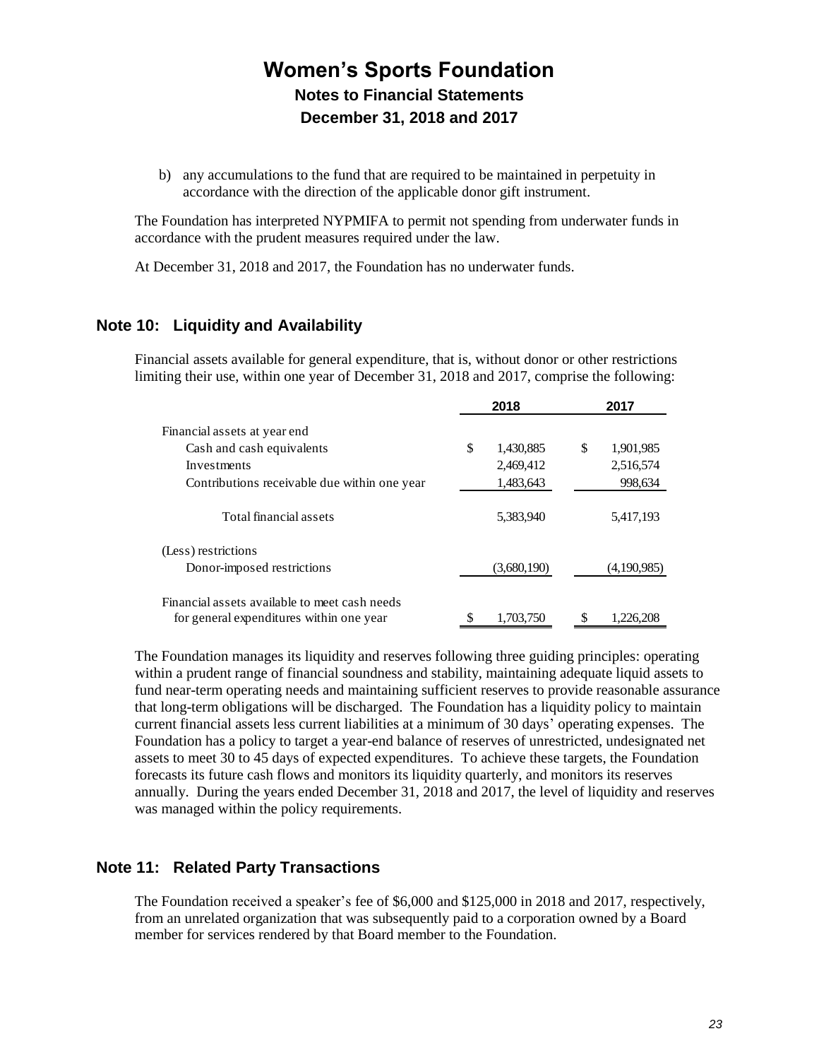b) any accumulations to the fund that are required to be maintained in perpetuity in accordance with the direction of the applicable donor gift instrument.

The Foundation has interpreted NYPMIFA to permit not spending from underwater funds in accordance with the prudent measures required under the law.

At December 31, 2018 and 2017, the Foundation has no underwater funds.

## Note 10: Liquidity and Availability

Financial assets available for general expenditure, that is, without donor or other restrictions limiting their use, within one year of December 31, 2018 and 2017, comprise the following:

| | 2018 | 2017 |
|---|---|---|
| Financial assets at year end | | |
| Cash and cash equivalents | $ 1,430,885 | $ 1,901,985 |
| Investments | 2,469,412 | 2,516,574 |
| Contributions receivable due within one year | 1,483,643 | 998,634 |
| Total financial assets | 5,383,940 | 5,417,193 |
| (Less) restrictions | | |
| Donor-imposed restrictions | (3,680,190) | (4,190,985) |
| Financial assets available to meet cash needs for general expenditures within one year | $ 1,703,750 | $ 1,226,208 |

The Foundation manages its liquidity and reserves following three guiding principles: operating within a prudent range of financial soundness and stability, maintaining adequate liquid assets to fund near-term operating needs and maintaining sufficient reserves to provide reasonable assurance that long-term obligations will be discharged. The Foundation has a liquidity policy to maintain current financial assets less current liabilities at a minimum of 30 days' operating expenses. The Foundation has a policy to target a year-end balance of reserves of unrestricted, undesignated net assets to meet 30 to 45 days of expected expenditures. To achieve these targets, the Foundation forecasts its future cash flows and monitors its liquidity quarterly, and monitors its reserves annually. During the years ended December 31, 2018 and 2017, the level of liquidity and reserves was managed within the policy requirements.

## Note 11: Related Party Transactions

The Foundation received a speaker's fee of $6,000 and $125,000 in 2018 and 2017, respectively, from an unrelated organization that was subsequently paid to a corporation owned by a Board member for services rendered by that Board member to the Foundation.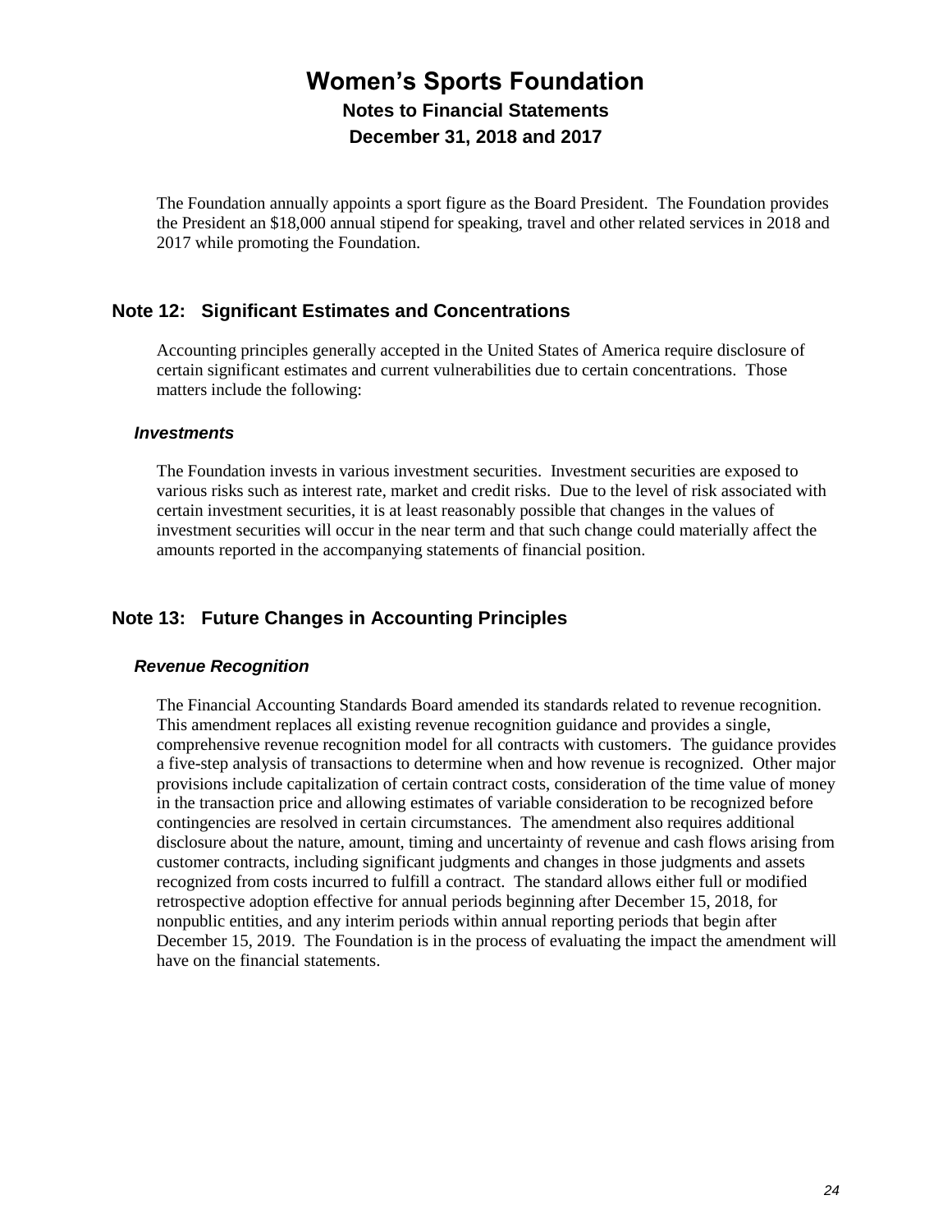# Women's Sports Foundation

## Notes to Financial Statements

## December 31, 2018 and 2017

The Foundation annually appoints a sport figure as the Board President. The Foundation provides the President an $18,000 annual stipend for speaking, travel and other related services in 2018 and 2017 while promoting the Foundation.

## Note 12: Significant Estimates and Concentrations

Accounting principles generally accepted in the United States of America require disclosure of certain significant estimates and current vulnerabilities due to certain concentrations. Those matters include the following:

### *Investments*

The Foundation invests in various investment securities. Investment securities are exposed to various risks such as interest rate, market and credit risks. Due to the level of risk associated with certain investment securities, it is at least reasonably possible that changes in the values of investment securities will occur in the near term and that such change could materially affect the amounts reported in the accompanying statements of financial position.

## Note 13: Future Changes in Accounting Principles

### *Revenue Recognition*

The Financial Accounting Standards Board amended its standards related to revenue recognition. This amendment replaces all existing revenue recognition guidance and provides a single, comprehensive revenue recognition model for all contracts with customers. The guidance provides a five-step analysis of transactions to determine when and how revenue is recognized. Other major provisions include capitalization of certain contract costs, consideration of the time value of money in the transaction price and allowing estimates of variable consideration to be recognized before contingencies are resolved in certain circumstances. The amendment also requires additional disclosure about the nature, amount, timing and uncertainty of revenue and cash flows arising from customer contracts, including significant judgments and changes in those judgments and assets recognized from costs incurred to fulfill a contract. The standard allows either full or modified retrospective adoption effective for annual periods beginning after December 15, 2018, for nonpublic entities, and any interim periods within annual reporting periods that begin after December 15, 2019. The Foundation is in the process of evaluating the impact the amendment will have on the financial statements.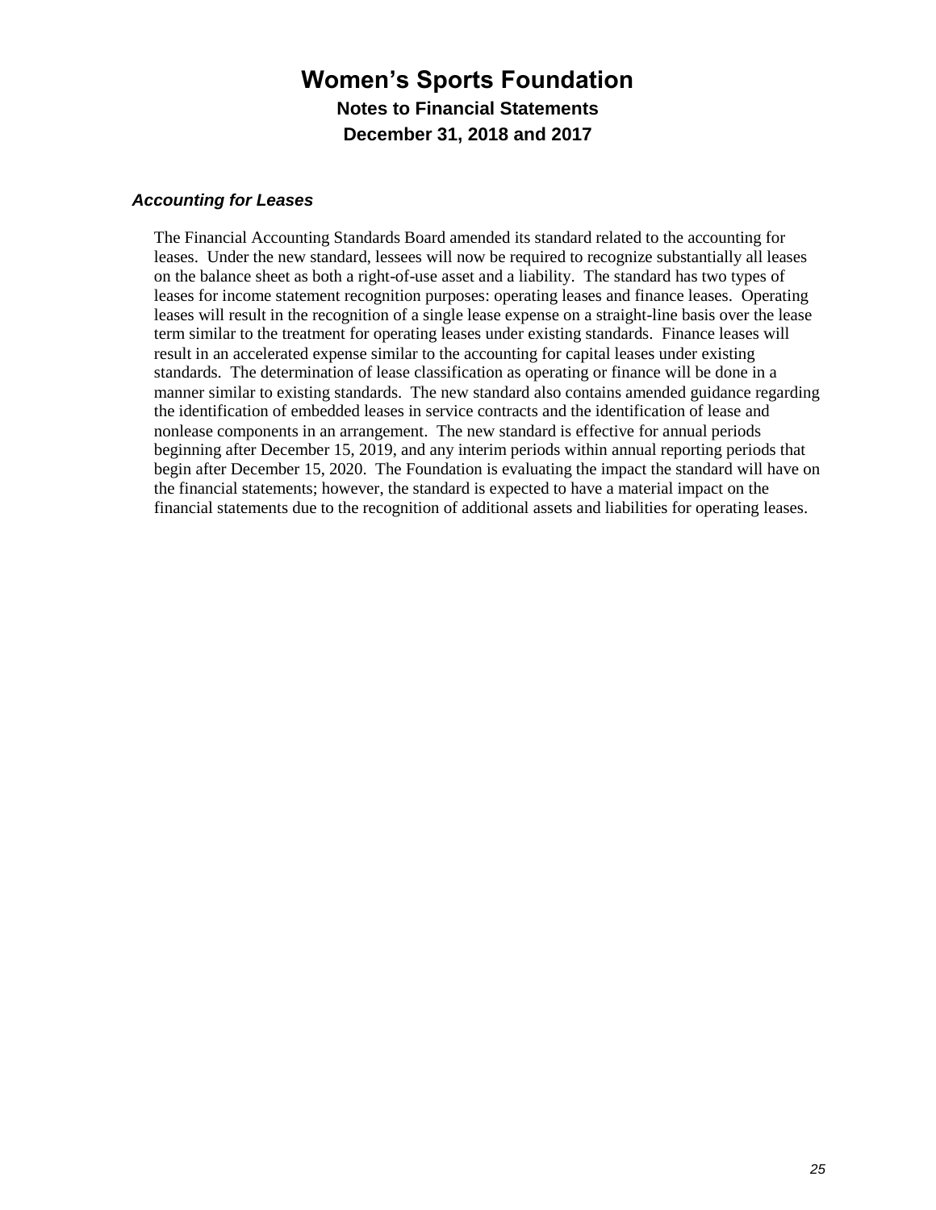# Women's Sports Foundation

## Notes to Financial Statements

## December 31, 2018 and 2017

### *Accounting for Leases*

The Financial Accounting Standards Board amended its standard related to the accounting for leases. Under the new standard, lessees will now be required to recognize substantially all leases on the balance sheet as both a right-of-use asset and a liability. The standard has two types of leases for income statement recognition purposes: operating leases and finance leases. Operating leases will result in the recognition of a single lease expense on a straight-line basis over the lease term similar to the treatment for operating leases under existing standards. Finance leases will result in an accelerated expense similar to the accounting for capital leases under existing standards. The determination of lease classification as operating or finance will be done in a manner similar to existing standards. The new standard also contains amended guidance regarding the identification of embedded leases in service contracts and the identification of lease and nonlease components in an arrangement. The new standard is effective for annual periods beginning after December 15, 2019, and any interim periods within annual reporting periods that begin after December 15, 2020. The Foundation is evaluating the impact the standard will have on the financial statements; however, the standard is expected to have a material impact on the financial statements due to the recognition of additional assets and liabilities for operating leases.